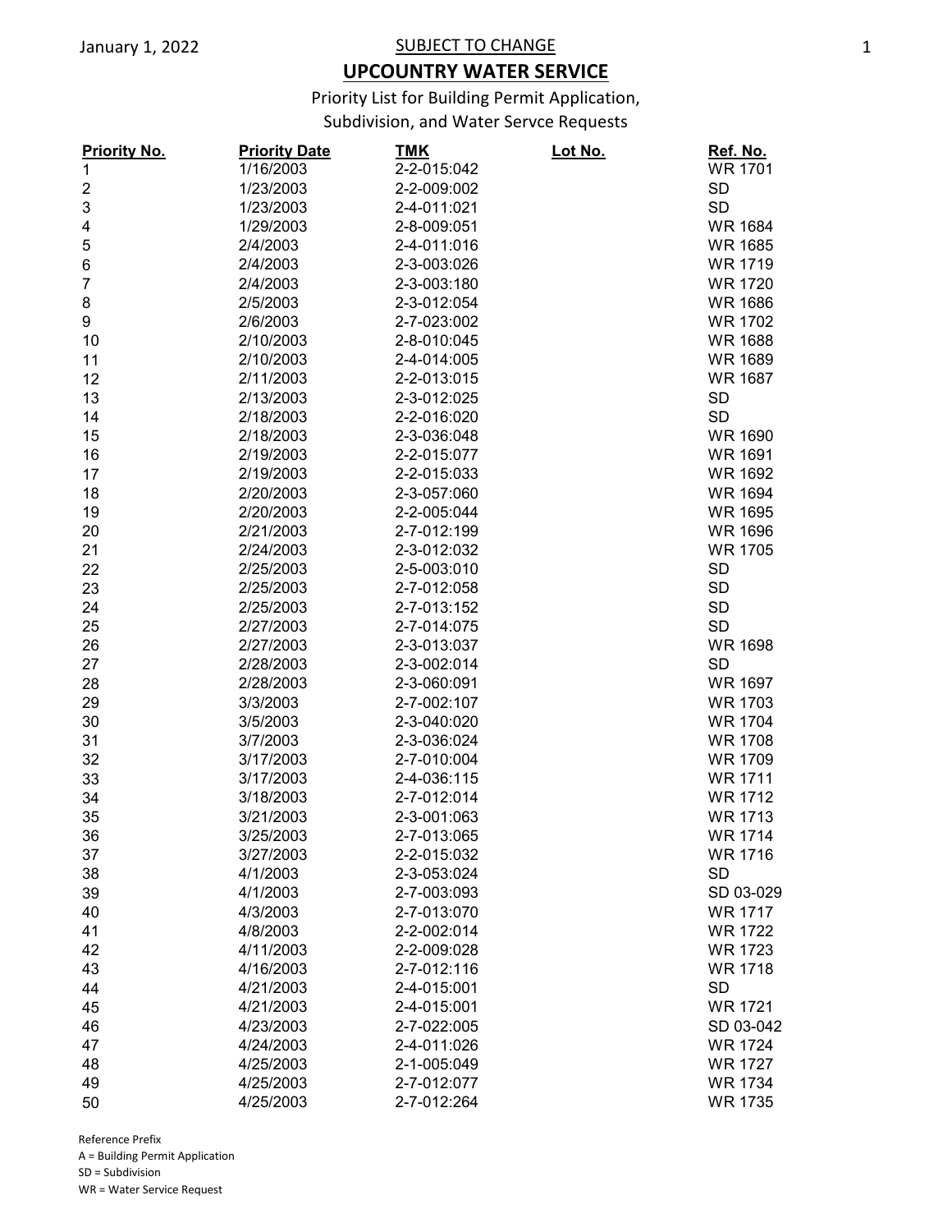January 1, 2022

SUBJECT TO CHANGE

# UPCOUNTRY WATER SERVICE

Priority List for Building Permit Application, Subdivision, and Water Servce Requests

| Priority No. | Priority Date | TMK | Lot No. | Ref. No. |
|---|---|---|---|---|
| 1 | 1/16/2003 | 2-2-015:042 | | WR 1701 |
| 2 | 1/23/2003 | 2-2-009:002 | | SD |
| 3 | 1/23/2003 | 2-4-011:021 | | SD |
| 4 | 1/29/2003 | 2-8-009:051 | | WR 1684 |
| 5 | 2/4/2003 | 2-4-011:016 | | WR 1685 |
| 6 | 2/4/2003 | 2-3-003:026 | | WR 1719 |
| 7 | 2/4/2003 | 2-3-003:180 | | WR 1720 |
| 8 | 2/5/2003 | 2-3-012:054 | | WR 1686 |
| 9 | 2/6/2003 | 2-7-023:002 | | WR 1702 |
| 10 | 2/10/2003 | 2-8-010:045 | | WR 1688 |
| 11 | 2/10/2003 | 2-4-014:005 | | WR 1689 |
| 12 | 2/11/2003 | 2-2-013:015 | | WR 1687 |
| 13 | 2/13/2003 | 2-3-012:025 | | SD |
| 14 | 2/18/2003 | 2-2-016:020 | | SD |
| 15 | 2/18/2003 | 2-3-036:048 | | WR 1690 |
| 16 | 2/19/2003 | 2-2-015:077 | | WR 1691 |
| 17 | 2/19/2003 | 2-2-015:033 | | WR 1692 |
| 18 | 2/20/2003 | 2-3-057:060 | | WR 1694 |
| 19 | 2/20/2003 | 2-2-005:044 | | WR 1695 |
| 20 | 2/21/2003 | 2-7-012:199 | | WR 1696 |
| 21 | 2/24/2003 | 2-3-012:032 | | WR 1705 |
| 22 | 2/25/2003 | 2-5-003:010 | | SD |
| 23 | 2/25/2003 | 2-7-012:058 | | SD |
| 24 | 2/25/2003 | 2-7-013:152 | | SD |
| 25 | 2/27/2003 | 2-7-014:075 | | SD |
| 26 | 2/27/2003 | 2-3-013:037 | | WR 1698 |
| 27 | 2/28/2003 | 2-3-002:014 | | SD |
| 28 | 2/28/2003 | 2-3-060:091 | | WR 1697 |
| 29 | 3/3/2003 | 2-7-002:107 | | WR 1703 |
| 30 | 3/5/2003 | 2-3-040:020 | | WR 1704 |
| 31 | 3/7/2003 | 2-3-036:024 | | WR 1708 |
| 32 | 3/17/2003 | 2-7-010:004 | | WR 1709 |
| 33 | 3/17/2003 | 2-4-036:115 | | WR 1711 |
| 34 | 3/18/2003 | 2-7-012:014 | | WR 1712 |
| 35 | 3/21/2003 | 2-3-001:063 | | WR 1713 |
| 36 | 3/25/2003 | 2-7-013:065 | | WR 1714 |
| 37 | 3/27/2003 | 2-2-015:032 | | WR 1716 |
| 38 | 4/1/2003 | 2-3-053:024 | | SD |
| 39 | 4/1/2003 | 2-7-003:093 | | SD 03-029 |
| 40 | 4/3/2003 | 2-7-013:070 | | WR 1717 |
| 41 | 4/8/2003 | 2-2-002:014 | | WR 1722 |
| 42 | 4/11/2003 | 2-2-009:028 | | WR 1723 |
| 43 | 4/16/2003 | 2-7-012:116 | | WR 1718 |
| 44 | 4/21/2003 | 2-4-015:001 | | SD |
| 45 | 4/21/2003 | 2-4-015:001 | | WR 1721 |
| 46 | 4/23/2003 | 2-7-022:005 | | SD 03-042 |
| 47 | 4/24/2003 | 2-4-011:026 | | WR 1724 |
| 48 | 4/25/2003 | 2-1-005:049 | | WR 1727 |
| 49 | 4/25/2003 | 2-7-012:077 | | WR 1734 |
| 50 | 4/25/2003 | 2-7-012:264 | | WR 1735 |

Reference Prefix
A = Building Permit Application
SD = Subdivision
WR = Water Service Request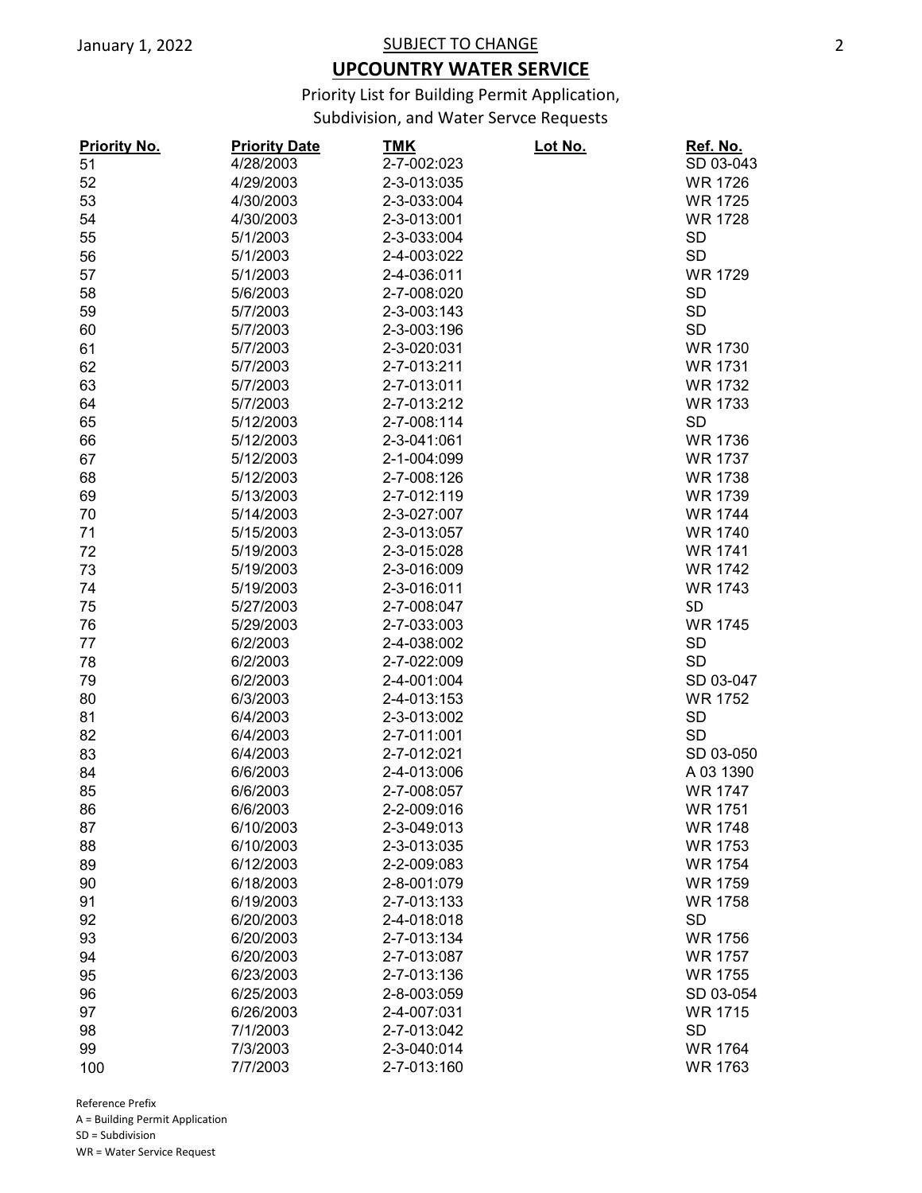SUBJECT TO CHANGE

# UPCOUNTRY WATER SERVICE

Priority List for Building Permit Application,
Subdivision, and Water Servce Requests

| Priority No. | Priority Date | TMK | Lot No. | Ref. No. |
|---|---|---|---|---|
| 51 | 4/28/2003 | 2-7-002:023 | | SD 03-043 |
| 52 | 4/29/2003 | 2-3-013:035 | | WR 1726 |
| 53 | 4/30/2003 | 2-3-033:004 | | WR 1725 |
| 54 | 4/30/2003 | 2-3-013:001 | | WR 1728 |
| 55 | 5/1/2003 | 2-3-033:004 | | SD |
| 56 | 5/1/2003 | 2-4-003:022 | | SD |
| 57 | 5/1/2003 | 2-4-036:011 | | WR 1729 |
| 58 | 5/6/2003 | 2-7-008:020 | | SD |
| 59 | 5/7/2003 | 2-3-003:143 | | SD |
| 60 | 5/7/2003 | 2-3-003:196 | | SD |
| 61 | 5/7/2003 | 2-3-020:031 | | WR 1730 |
| 62 | 5/7/2003 | 2-7-013:211 | | WR 1731 |
| 63 | 5/7/2003 | 2-7-013:011 | | WR 1732 |
| 64 | 5/7/2003 | 2-7-013:212 | | WR 1733 |
| 65 | 5/12/2003 | 2-7-008:114 | | SD |
| 66 | 5/12/2003 | 2-3-041:061 | | WR 1736 |
| 67 | 5/12/2003 | 2-1-004:099 | | WR 1737 |
| 68 | 5/12/2003 | 2-7-008:126 | | WR 1738 |
| 69 | 5/13/2003 | 2-7-012:119 | | WR 1739 |
| 70 | 5/14/2003 | 2-3-027:007 | | WR 1744 |
| 71 | 5/15/2003 | 2-3-013:057 | | WR 1740 |
| 72 | 5/19/2003 | 2-3-015:028 | | WR 1741 |
| 73 | 5/19/2003 | 2-3-016:009 | | WR 1742 |
| 74 | 5/19/2003 | 2-3-016:011 | | WR 1743 |
| 75 | 5/27/2003 | 2-7-008:047 | | SD |
| 76 | 5/29/2003 | 2-7-033:003 | | WR 1745 |
| 77 | 6/2/2003 | 2-4-038:002 | | SD |
| 78 | 6/2/2003 | 2-7-022:009 | | SD |
| 79 | 6/2/2003 | 2-4-001:004 | | SD 03-047 |
| 80 | 6/3/2003 | 2-4-013:153 | | WR 1752 |
| 81 | 6/4/2003 | 2-3-013:002 | | SD |
| 82 | 6/4/2003 | 2-7-011:001 | | SD |
| 83 | 6/4/2003 | 2-7-012:021 | | SD 03-050 |
| 84 | 6/6/2003 | 2-4-013:006 | | A 03 1390 |
| 85 | 6/6/2003 | 2-7-008:057 | | WR 1747 |
| 86 | 6/6/2003 | 2-2-009:016 | | WR 1751 |
| 87 | 6/10/2003 | 2-3-049:013 | | WR 1748 |
| 88 | 6/10/2003 | 2-3-013:035 | | WR 1753 |
| 89 | 6/12/2003 | 2-2-009:083 | | WR 1754 |
| 90 | 6/18/2003 | 2-8-001:079 | | WR 1759 |
| 91 | 6/19/2003 | 2-7-013:133 | | WR 1758 |
| 92 | 6/20/2003 | 2-4-018:018 | | SD |
| 93 | 6/20/2003 | 2-7-013:134 | | WR 1756 |
| 94 | 6/20/2003 | 2-7-013:087 | | WR 1757 |
| 95 | 6/23/2003 | 2-7-013:136 | | WR 1755 |
| 96 | 6/25/2003 | 2-8-003:059 | | SD 03-054 |
| 97 | 6/26/2003 | 2-4-007:031 | | WR 1715 |
| 98 | 7/1/2003 | 2-7-013:042 | | SD |
| 99 | 7/3/2003 | 2-3-040:014 | | WR 1764 |
| 100 | 7/7/2003 | 2-7-013:160 | | WR 1763 |

Reference Prefix
A = Building Permit Application
SD = Subdivision
WR = Water Service Request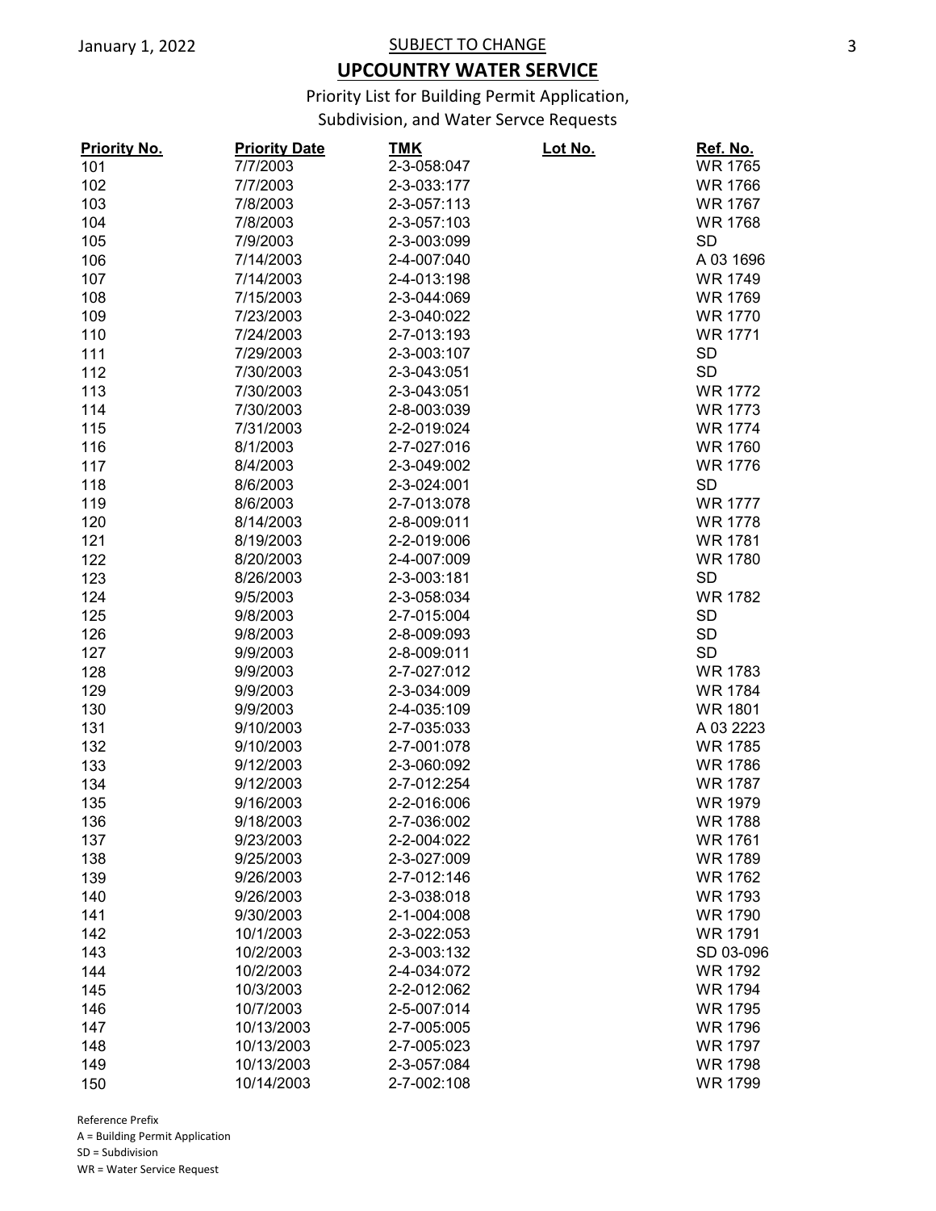SUBJECT TO CHANGE

# UPCOUNTRY WATER SERVICE

Priority List for Building Permit Application, Subdivision, and Water Servce Requests

January 1, 2022

| Priority No. | Priority Date | TMK | Lot No. | Ref. No. |
|---|---|---|---|---|
| 101 | 7/7/2003 | 2-3-058:047 | | WR 1765 |
| 102 | 7/7/2003 | 2-3-033:177 | | WR 1766 |
| 103 | 7/8/2003 | 2-3-057:113 | | WR 1767 |
| 104 | 7/8/2003 | 2-3-057:103 | | WR 1768 |
| 105 | 7/9/2003 | 2-3-003:099 | | SD |
| 106 | 7/14/2003 | 2-4-007:040 | | A 03 1696 |
| 107 | 7/14/2003 | 2-4-013:198 | | WR 1749 |
| 108 | 7/15/2003 | 2-3-044:069 | | WR 1769 |
| 109 | 7/23/2003 | 2-3-040:022 | | WR 1770 |
| 110 | 7/24/2003 | 2-7-013:193 | | WR 1771 |
| 111 | 7/29/2003 | 2-3-003:107 | | SD |
| 112 | 7/30/2003 | 2-3-043:051 | | SD |
| 113 | 7/30/2003 | 2-3-043:051 | | WR 1772 |
| 114 | 7/30/2003 | 2-8-003:039 | | WR 1773 |
| 115 | 7/31/2003 | 2-2-019:024 | | WR 1774 |
| 116 | 8/1/2003 | 2-7-027:016 | | WR 1760 |
| 117 | 8/4/2003 | 2-3-049:002 | | WR 1776 |
| 118 | 8/6/2003 | 2-3-024:001 | | SD |
| 119 | 8/6/2003 | 2-7-013:078 | | WR 1777 |
| 120 | 8/14/2003 | 2-8-009:011 | | WR 1778 |
| 121 | 8/19/2003 | 2-2-019:006 | | WR 1781 |
| 122 | 8/20/2003 | 2-4-007:009 | | WR 1780 |
| 123 | 8/26/2003 | 2-3-003:181 | | SD |
| 124 | 9/5/2003 | 2-3-058:034 | | WR 1782 |
| 125 | 9/8/2003 | 2-7-015:004 | | SD |
| 126 | 9/8/2003 | 2-8-009:093 | | SD |
| 127 | 9/9/2003 | 2-8-009:011 | | SD |
| 128 | 9/9/2003 | 2-7-027:012 | | WR 1783 |
| 129 | 9/9/2003 | 2-3-034:009 | | WR 1784 |
| 130 | 9/9/2003 | 2-4-035:109 | | WR 1801 |
| 131 | 9/10/2003 | 2-7-035:033 | | A 03 2223 |
| 132 | 9/10/2003 | 2-7-001:078 | | WR 1785 |
| 133 | 9/12/2003 | 2-3-060:092 | | WR 1786 |
| 134 | 9/12/2003 | 2-7-012:254 | | WR 1787 |
| 135 | 9/16/2003 | 2-2-016:006 | | WR 1979 |
| 136 | 9/18/2003 | 2-7-036:002 | | WR 1788 |
| 137 | 9/23/2003 | 2-2-004:022 | | WR 1761 |
| 138 | 9/25/2003 | 2-3-027:009 | | WR 1789 |
| 139 | 9/26/2003 | 2-7-012:146 | | WR 1762 |
| 140 | 9/26/2003 | 2-3-038:018 | | WR 1793 |
| 141 | 9/30/2003 | 2-1-004:008 | | WR 1790 |
| 142 | 10/1/2003 | 2-3-022:053 | | WR 1791 |
| 143 | 10/2/2003 | 2-3-003:132 | | SD 03-096 |
| 144 | 10/2/2003 | 2-4-034:072 | | WR 1792 |
| 145 | 10/3/2003 | 2-2-012:062 | | WR 1794 |
| 146 | 10/7/2003 | 2-5-007:014 | | WR 1795 |
| 147 | 10/13/2003 | 2-7-005:005 | | WR 1796 |
| 148 | 10/13/2003 | 2-7-005:023 | | WR 1797 |
| 149 | 10/13/2003 | 2-3-057:084 | | WR 1798 |
| 150 | 10/14/2003 | 2-7-002:108 | | WR 1799 |

Reference Prefix
A = Building Permit Application
SD = Subdivision
WR = Water Service Request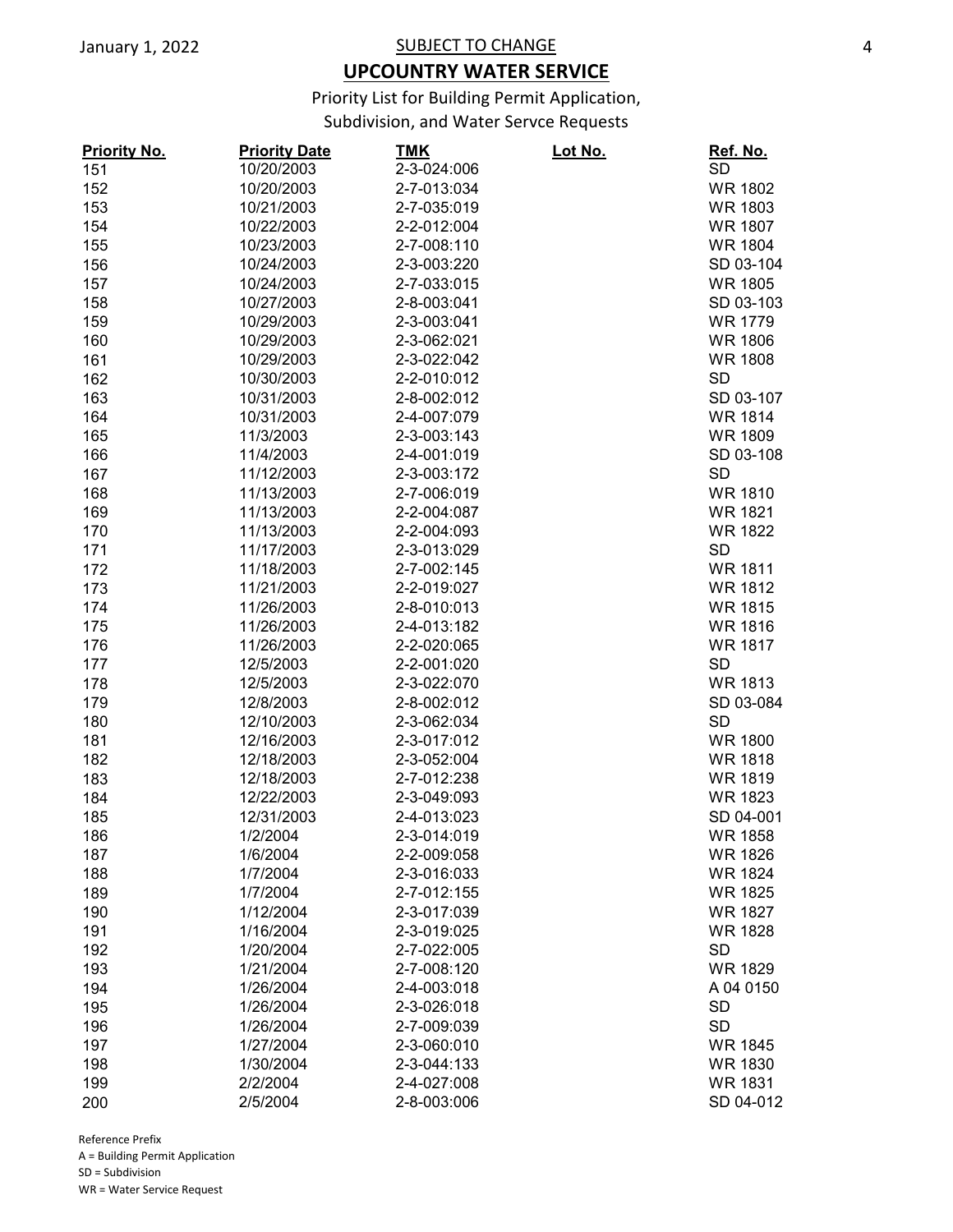SUBJECT TO CHANGE

# UPCOUNTRY WATER SERVICE

Priority List for Building Permit Application, Subdivision, and Water Servce Requests

| Priority No. | Priority Date | TMK | Lot No. | Ref. No. |
|---|---|---|---|---|
| 151 | 10/20/2003 | 2-3-024:006 | | SD |
| 152 | 10/20/2003 | 2-7-013:034 | | WR 1802 |
| 153 | 10/21/2003 | 2-7-035:019 | | WR 1803 |
| 154 | 10/22/2003 | 2-2-012:004 | | WR 1807 |
| 155 | 10/23/2003 | 2-7-008:110 | | WR 1804 |
| 156 | 10/24/2003 | 2-3-003:220 | | SD 03-104 |
| 157 | 10/24/2003 | 2-7-033:015 | | WR 1805 |
| 158 | 10/27/2003 | 2-8-003:041 | | SD 03-103 |
| 159 | 10/29/2003 | 2-3-003:041 | | WR 1779 |
| 160 | 10/29/2003 | 2-3-062:021 | | WR 1806 |
| 161 | 10/29/2003 | 2-3-022:042 | | WR 1808 |
| 162 | 10/30/2003 | 2-2-010:012 | | SD |
| 163 | 10/31/2003 | 2-8-002:012 | | SD 03-107 |
| 164 | 10/31/2003 | 2-4-007:079 | | WR 1814 |
| 165 | 11/3/2003 | 2-3-003:143 | | WR 1809 |
| 166 | 11/4/2003 | 2-4-001:019 | | SD 03-108 |
| 167 | 11/12/2003 | 2-3-003:172 | | SD |
| 168 | 11/13/2003 | 2-7-006:019 | | WR 1810 |
| 169 | 11/13/2003 | 2-2-004:087 | | WR 1821 |
| 170 | 11/13/2003 | 2-2-004:093 | | WR 1822 |
| 171 | 11/17/2003 | 2-3-013:029 | | SD |
| 172 | 11/18/2003 | 2-7-002:145 | | WR 1811 |
| 173 | 11/21/2003 | 2-2-019:027 | | WR 1812 |
| 174 | 11/26/2003 | 2-8-010:013 | | WR 1815 |
| 175 | 11/26/2003 | 2-4-013:182 | | WR 1816 |
| 176 | 11/26/2003 | 2-2-020:065 | | WR 1817 |
| 177 | 12/5/2003 | 2-2-001:020 | | SD |
| 178 | 12/5/2003 | 2-3-022:070 | | WR 1813 |
| 179 | 12/8/2003 | 2-8-002:012 | | SD 03-084 |
| 180 | 12/10/2003 | 2-3-062:034 | | SD |
| 181 | 12/16/2003 | 2-3-017:012 | | WR 1800 |
| 182 | 12/18/2003 | 2-3-052:004 | | WR 1818 |
| 183 | 12/18/2003 | 2-7-012:238 | | WR 1819 |
| 184 | 12/22/2003 | 2-3-049:093 | | WR 1823 |
| 185 | 12/31/2003 | 2-4-013:023 | | SD 04-001 |
| 186 | 1/2/2004 | 2-3-014:019 | | WR 1858 |
| 187 | 1/6/2004 | 2-2-009:058 | | WR 1826 |
| 188 | 1/7/2004 | 2-3-016:033 | | WR 1824 |
| 189 | 1/7/2004 | 2-7-012:155 | | WR 1825 |
| 190 | 1/12/2004 | 2-3-017:039 | | WR 1827 |
| 191 | 1/16/2004 | 2-3-019:025 | | WR 1828 |
| 192 | 1/20/2004 | 2-7-022:005 | | SD |
| 193 | 1/21/2004 | 2-7-008:120 | | WR 1829 |
| 194 | 1/26/2004 | 2-4-003:018 | | A 04 0150 |
| 195 | 1/26/2004 | 2-3-026:018 | | SD |
| 196 | 1/26/2004 | 2-7-009:039 | | SD |
| 197 | 1/27/2004 | 2-3-060:010 | | WR 1845 |
| 198 | 1/30/2004 | 2-3-044:133 | | WR 1830 |
| 199 | 2/2/2004 | 2-4-027:008 | | WR 1831 |
| 200 | 2/5/2004 | 2-8-003:006 | | SD 04-012 |

Reference Prefix
A = Building Permit Application
SD = Subdivision
WR = Water Service Request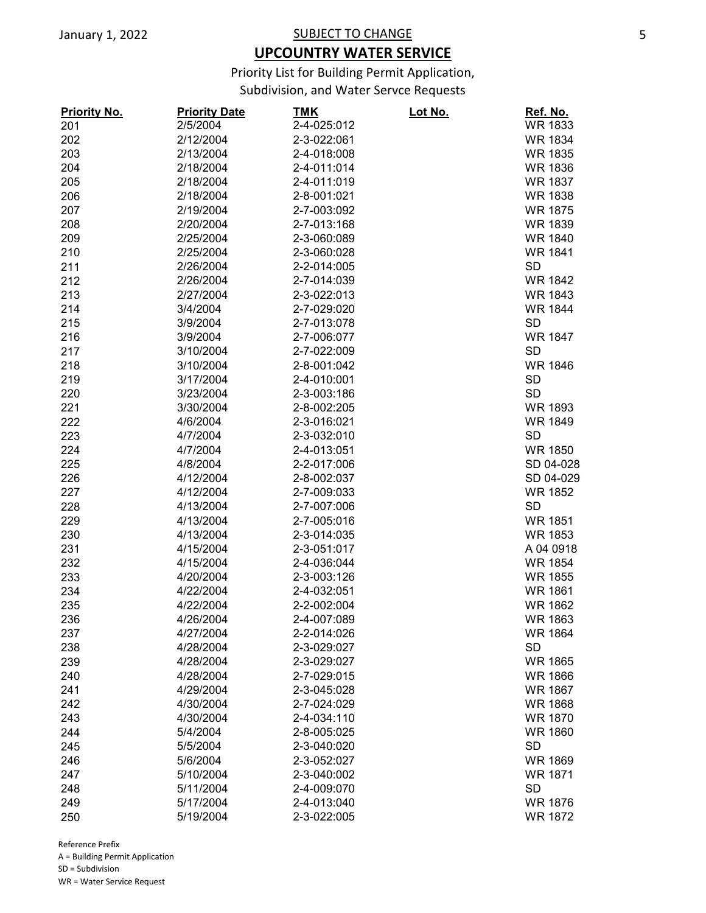SUBJECT TO CHANGE

# UPCOUNTRY WATER SERVICE

Priority List for Building Permit Application, Subdivision, and Water Servce Requests

| Priority No. | Priority Date | TMK | Lot No. | Ref. No. |
|---|---|---|---|---|
| 201 | 2/5/2004 | 2-4-025:012 | | WR 1833 |
| 202 | 2/12/2004 | 2-3-022:061 | | WR 1834 |
| 203 | 2/13/2004 | 2-4-018:008 | | WR 1835 |
| 204 | 2/18/2004 | 2-4-011:014 | | WR 1836 |
| 205 | 2/18/2004 | 2-4-011:019 | | WR 1837 |
| 206 | 2/18/2004 | 2-8-001:021 | | WR 1838 |
| 207 | 2/19/2004 | 2-7-003:092 | | WR 1875 |
| 208 | 2/20/2004 | 2-7-013:168 | | WR 1839 |
| 209 | 2/25/2004 | 2-3-060:089 | | WR 1840 |
| 210 | 2/25/2004 | 2-3-060:028 | | WR 1841 |
| 211 | 2/26/2004 | 2-2-014:005 | | SD |
| 212 | 2/26/2004 | 2-7-014:039 | | WR 1842 |
| 213 | 2/27/2004 | 2-3-022:013 | | WR 1843 |
| 214 | 3/4/2004 | 2-7-029:020 | | WR 1844 |
| 215 | 3/9/2004 | 2-7-013:078 | | SD |
| 216 | 3/9/2004 | 2-7-006:077 | | WR 1847 |
| 217 | 3/10/2004 | 2-7-022:009 | | SD |
| 218 | 3/10/2004 | 2-8-001:042 | | WR 1846 |
| 219 | 3/17/2004 | 2-4-010:001 | | SD |
| 220 | 3/23/2004 | 2-3-003:186 | | SD |
| 221 | 3/30/2004 | 2-8-002:205 | | WR 1893 |
| 222 | 4/6/2004 | 2-3-016:021 | | WR 1849 |
| 223 | 4/7/2004 | 2-3-032:010 | | SD |
| 224 | 4/7/2004 | 2-4-013:051 | | WR 1850 |
| 225 | 4/8/2004 | 2-2-017:006 | | SD 04-028 |
| 226 | 4/12/2004 | 2-8-002:037 | | SD 04-029 |
| 227 | 4/12/2004 | 2-7-009:033 | | WR 1852 |
| 228 | 4/13/2004 | 2-7-007:006 | | SD |
| 229 | 4/13/2004 | 2-7-005:016 | | WR 1851 |
| 230 | 4/13/2004 | 2-3-014:035 | | WR 1853 |
| 231 | 4/15/2004 | 2-3-051:017 | | A 04 0918 |
| 232 | 4/15/2004 | 2-4-036:044 | | WR 1854 |
| 233 | 4/20/2004 | 2-3-003:126 | | WR 1855 |
| 234 | 4/22/2004 | 2-4-032:051 | | WR 1861 |
| 235 | 4/22/2004 | 2-2-002:004 | | WR 1862 |
| 236 | 4/26/2004 | 2-4-007:089 | | WR 1863 |
| 237 | 4/27/2004 | 2-2-014:026 | | WR 1864 |
| 238 | 4/28/2004 | 2-3-029:027 | | SD |
| 239 | 4/28/2004 | 2-3-029:027 | | WR 1865 |
| 240 | 4/28/2004 | 2-7-029:015 | | WR 1866 |
| 241 | 4/29/2004 | 2-3-045:028 | | WR 1867 |
| 242 | 4/30/2004 | 2-7-024:029 | | WR 1868 |
| 243 | 4/30/2004 | 2-4-034:110 | | WR 1870 |
| 244 | 5/4/2004 | 2-8-005:025 | | WR 1860 |
| 245 | 5/5/2004 | 2-3-040:020 | | SD |
| 246 | 5/6/2004 | 2-3-052:027 | | WR 1869 |
| 247 | 5/10/2004 | 2-3-040:002 | | WR 1871 |
| 248 | 5/11/2004 | 2-4-009:070 | | SD |
| 249 | 5/17/2004 | 2-4-013:040 | | WR 1876 |
| 250 | 5/19/2004 | 2-3-022:005 | | WR 1872 |

Reference Prefix
A = Building Permit Application
SD = Subdivision
WR = Water Service Request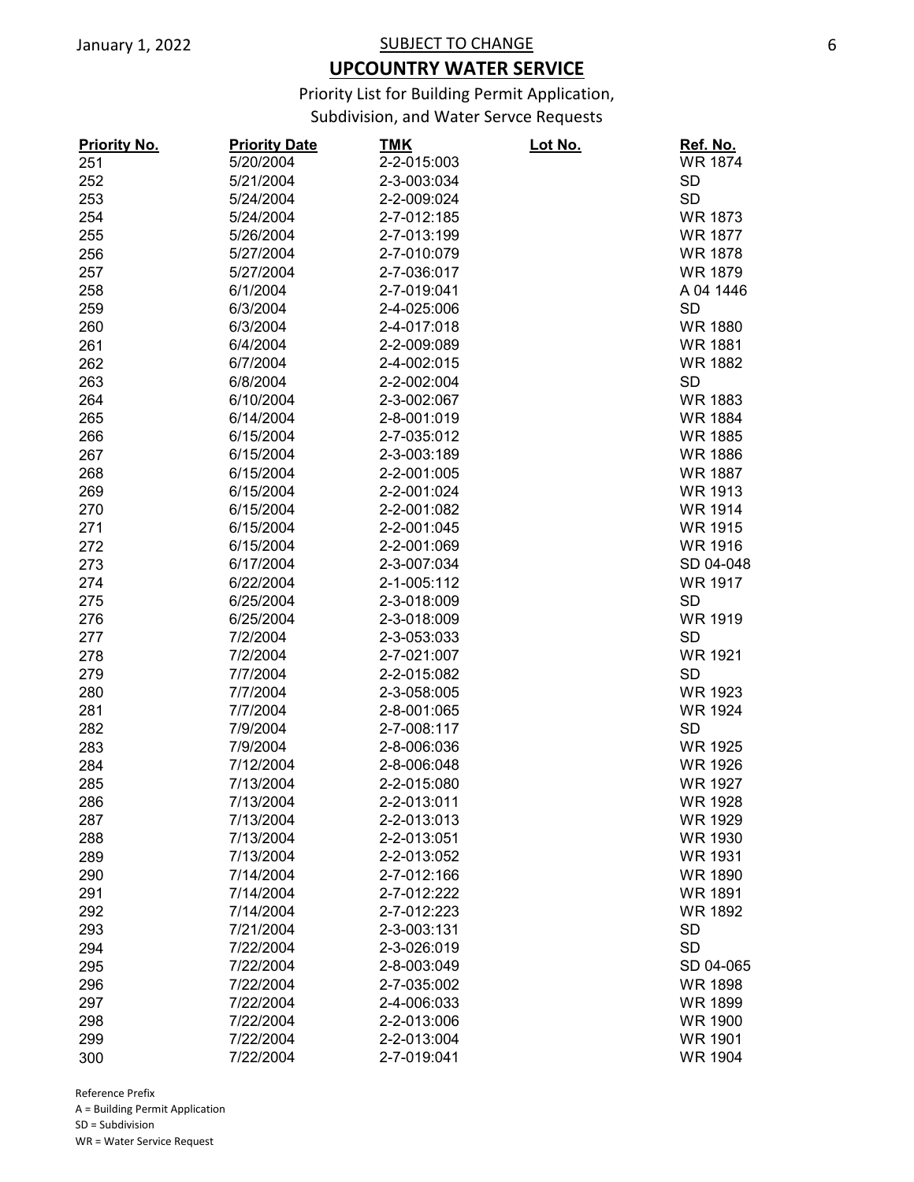January 1, 2022

SUBJECT TO CHANGE

## UPCOUNTRY WATER SERVICE

Priority List for Building Permit Application, Subdivision, and Water Servce Requests

| Priority No. | Priority Date | TMK | Lot No. | Ref. No. |
|---|---|---|---|---|
| 251 | 5/20/2004 | 2-2-015:003 | | WR 1874 |
| 252 | 5/21/2004 | 2-3-003:034 | | SD |
| 253 | 5/24/2004 | 2-2-009:024 | | SD |
| 254 | 5/24/2004 | 2-7-012:185 | | WR 1873 |
| 255 | 5/26/2004 | 2-7-013:199 | | WR 1877 |
| 256 | 5/27/2004 | 2-7-010:079 | | WR 1878 |
| 257 | 5/27/2004 | 2-7-036:017 | | WR 1879 |
| 258 | 6/1/2004 | 2-7-019:041 | | A 04 1446 |
| 259 | 6/3/2004 | 2-4-025:006 | | SD |
| 260 | 6/3/2004 | 2-4-017:018 | | WR 1880 |
| 261 | 6/4/2004 | 2-2-009:089 | | WR 1881 |
| 262 | 6/7/2004 | 2-4-002:015 | | WR 1882 |
| 263 | 6/8/2004 | 2-2-002:004 | | SD |
| 264 | 6/10/2004 | 2-3-002:067 | | WR 1883 |
| 265 | 6/14/2004 | 2-8-001:019 | | WR 1884 |
| 266 | 6/15/2004 | 2-7-035:012 | | WR 1885 |
| 267 | 6/15/2004 | 2-3-003:189 | | WR 1886 |
| 268 | 6/15/2004 | 2-2-001:005 | | WR 1887 |
| 269 | 6/15/2004 | 2-2-001:024 | | WR 1913 |
| 270 | 6/15/2004 | 2-2-001:082 | | WR 1914 |
| 271 | 6/15/2004 | 2-2-001:045 | | WR 1915 |
| 272 | 6/15/2004 | 2-2-001:069 | | WR 1916 |
| 273 | 6/17/2004 | 2-3-007:034 | | SD 04-048 |
| 274 | 6/22/2004 | 2-1-005:112 | | WR 1917 |
| 275 | 6/25/2004 | 2-3-018:009 | | SD |
| 276 | 6/25/2004 | 2-3-018:009 | | WR 1919 |
| 277 | 7/2/2004 | 2-3-053:033 | | SD |
| 278 | 7/2/2004 | 2-7-021:007 | | WR 1921 |
| 279 | 7/7/2004 | 2-2-015:082 | | SD |
| 280 | 7/7/2004 | 2-3-058:005 | | WR 1923 |
| 281 | 7/7/2004 | 2-8-001:065 | | WR 1924 |
| 282 | 7/9/2004 | 2-7-008:117 | | SD |
| 283 | 7/9/2004 | 2-8-006:036 | | WR 1925 |
| 284 | 7/12/2004 | 2-8-006:048 | | WR 1926 |
| 285 | 7/13/2004 | 2-2-015:080 | | WR 1927 |
| 286 | 7/13/2004 | 2-2-013:011 | | WR 1928 |
| 287 | 7/13/2004 | 2-2-013:013 | | WR 1929 |
| 288 | 7/13/2004 | 2-2-013:051 | | WR 1930 |
| 289 | 7/13/2004 | 2-2-013:052 | | WR 1931 |
| 290 | 7/14/2004 | 2-7-012:166 | | WR 1890 |
| 291 | 7/14/2004 | 2-7-012:222 | | WR 1891 |
| 292 | 7/14/2004 | 2-7-012:223 | | WR 1892 |
| 293 | 7/21/2004 | 2-3-003:131 | | SD |
| 294 | 7/22/2004 | 2-3-026:019 | | SD |
| 295 | 7/22/2004 | 2-8-003:049 | | SD 04-065 |
| 296 | 7/22/2004 | 2-7-035:002 | | WR 1898 |
| 297 | 7/22/2004 | 2-4-006:033 | | WR 1899 |
| 298 | 7/22/2004 | 2-2-013:006 | | WR 1900 |
| 299 | 7/22/2004 | 2-2-013:004 | | WR 1901 |
| 300 | 7/22/2004 | 2-7-019:041 | | WR 1904 |

Reference Prefix
A = Building Permit Application
SD = Subdivision
WR = Water Service Request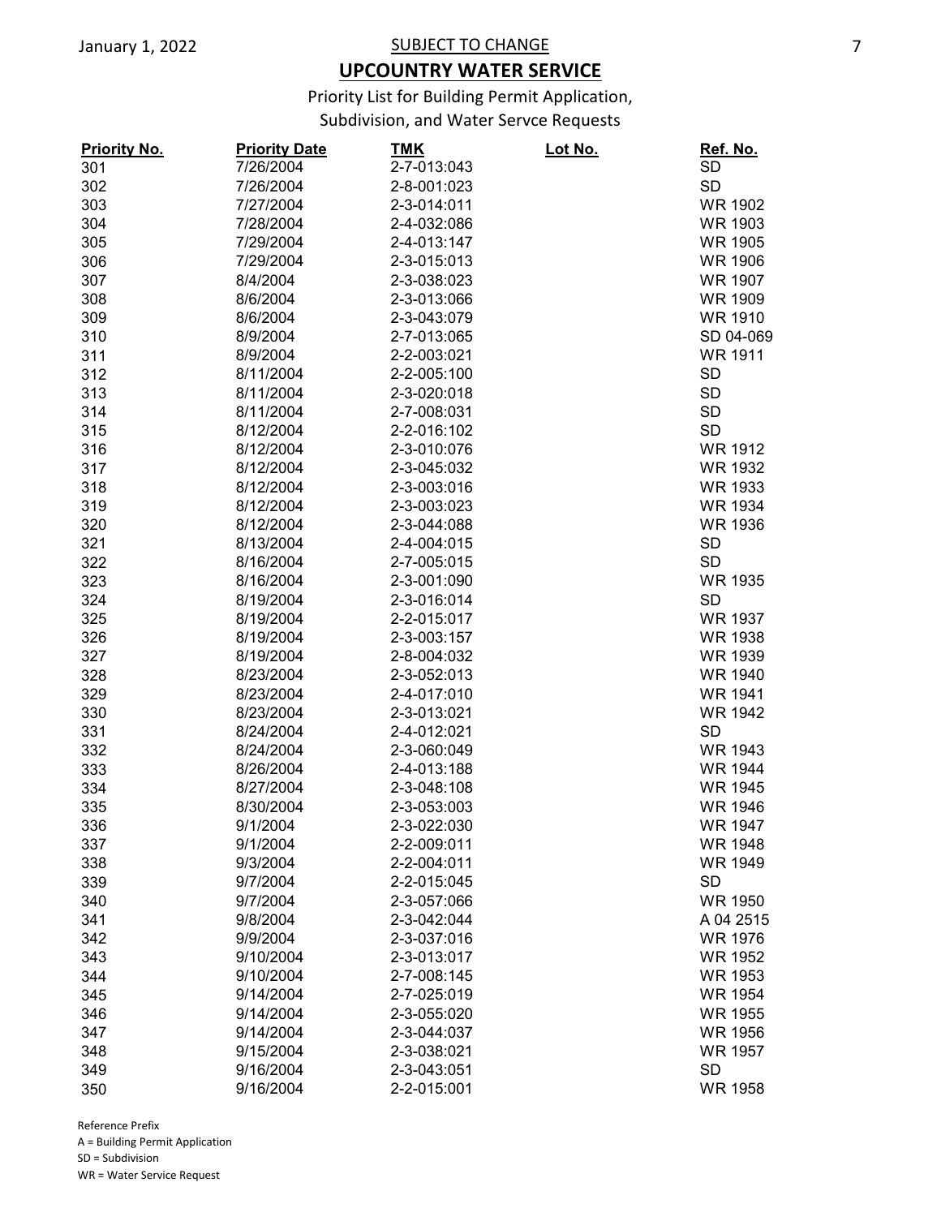SUBJECT TO CHANGE

# UPCOUNTRY WATER SERVICE

Priority List for Building Permit Application, Subdivision, and Water Servce Requests

| Priority No. | Priority Date | TMK | Lot No. | Ref. No. |
|---|---|---|---|---|
| 301 | 7/26/2004 | 2-7-013:043 | | SD |
| 302 | 7/26/2004 | 2-8-001:023 | | SD |
| 303 | 7/27/2004 | 2-3-014:011 | | WR 1902 |
| 304 | 7/28/2004 | 2-4-032:086 | | WR 1903 |
| 305 | 7/29/2004 | 2-4-013:147 | | WR 1905 |
| 306 | 7/29/2004 | 2-3-015:013 | | WR 1906 |
| 307 | 8/4/2004 | 2-3-038:023 | | WR 1907 |
| 308 | 8/6/2004 | 2-3-013:066 | | WR 1909 |
| 309 | 8/6/2004 | 2-3-043:079 | | WR 1910 |
| 310 | 8/9/2004 | 2-7-013:065 | | SD 04-069 |
| 311 | 8/9/2004 | 2-2-003:021 | | WR 1911 |
| 312 | 8/11/2004 | 2-2-005:100 | | SD |
| 313 | 8/11/2004 | 2-3-020:018 | | SD |
| 314 | 8/11/2004 | 2-7-008:031 | | SD |
| 315 | 8/12/2004 | 2-2-016:102 | | SD |
| 316 | 8/12/2004 | 2-3-010:076 | | WR 1912 |
| 317 | 8/12/2004 | 2-3-045:032 | | WR 1932 |
| 318 | 8/12/2004 | 2-3-003:016 | | WR 1933 |
| 319 | 8/12/2004 | 2-3-003:023 | | WR 1934 |
| 320 | 8/12/2004 | 2-3-044:088 | | WR 1936 |
| 321 | 8/13/2004 | 2-4-004:015 | | SD |
| 322 | 8/16/2004 | 2-7-005:015 | | SD |
| 323 | 8/16/2004 | 2-3-001:090 | | WR 1935 |
| 324 | 8/19/2004 | 2-3-016:014 | | SD |
| 325 | 8/19/2004 | 2-2-015:017 | | WR 1937 |
| 326 | 8/19/2004 | 2-3-003:157 | | WR 1938 |
| 327 | 8/19/2004 | 2-8-004:032 | | WR 1939 |
| 328 | 8/23/2004 | 2-3-052:013 | | WR 1940 |
| 329 | 8/23/2004 | 2-4-017:010 | | WR 1941 |
| 330 | 8/23/2004 | 2-3-013:021 | | WR 1942 |
| 331 | 8/24/2004 | 2-4-012:021 | | SD |
| 332 | 8/24/2004 | 2-3-060:049 | | WR 1943 |
| 333 | 8/26/2004 | 2-4-013:188 | | WR 1944 |
| 334 | 8/27/2004 | 2-3-048:108 | | WR 1945 |
| 335 | 8/30/2004 | 2-3-053:003 | | WR 1946 |
| 336 | 9/1/2004 | 2-3-022:030 | | WR 1947 |
| 337 | 9/1/2004 | 2-2-009:011 | | WR 1948 |
| 338 | 9/3/2004 | 2-2-004:011 | | WR 1949 |
| 339 | 9/7/2004 | 2-2-015:045 | | SD |
| 340 | 9/7/2004 | 2-3-057:066 | | WR 1950 |
| 341 | 9/8/2004 | 2-3-042:044 | | A 04 2515 |
| 342 | 9/9/2004 | 2-3-037:016 | | WR 1976 |
| 343 | 9/10/2004 | 2-3-013:017 | | WR 1952 |
| 344 | 9/10/2004 | 2-7-008:145 | | WR 1953 |
| 345 | 9/14/2004 | 2-7-025:019 | | WR 1954 |
| 346 | 9/14/2004 | 2-3-055:020 | | WR 1955 |
| 347 | 9/14/2004 | 2-3-044:037 | | WR 1956 |
| 348 | 9/15/2004 | 2-3-038:021 | | WR 1957 |
| 349 | 9/16/2004 | 2-3-043:051 | | SD |
| 350 | 9/16/2004 | 2-2-015:001 | | WR 1958 |

Reference Prefix
A = Building Permit Application
SD = Subdivision
WR = Water Service Request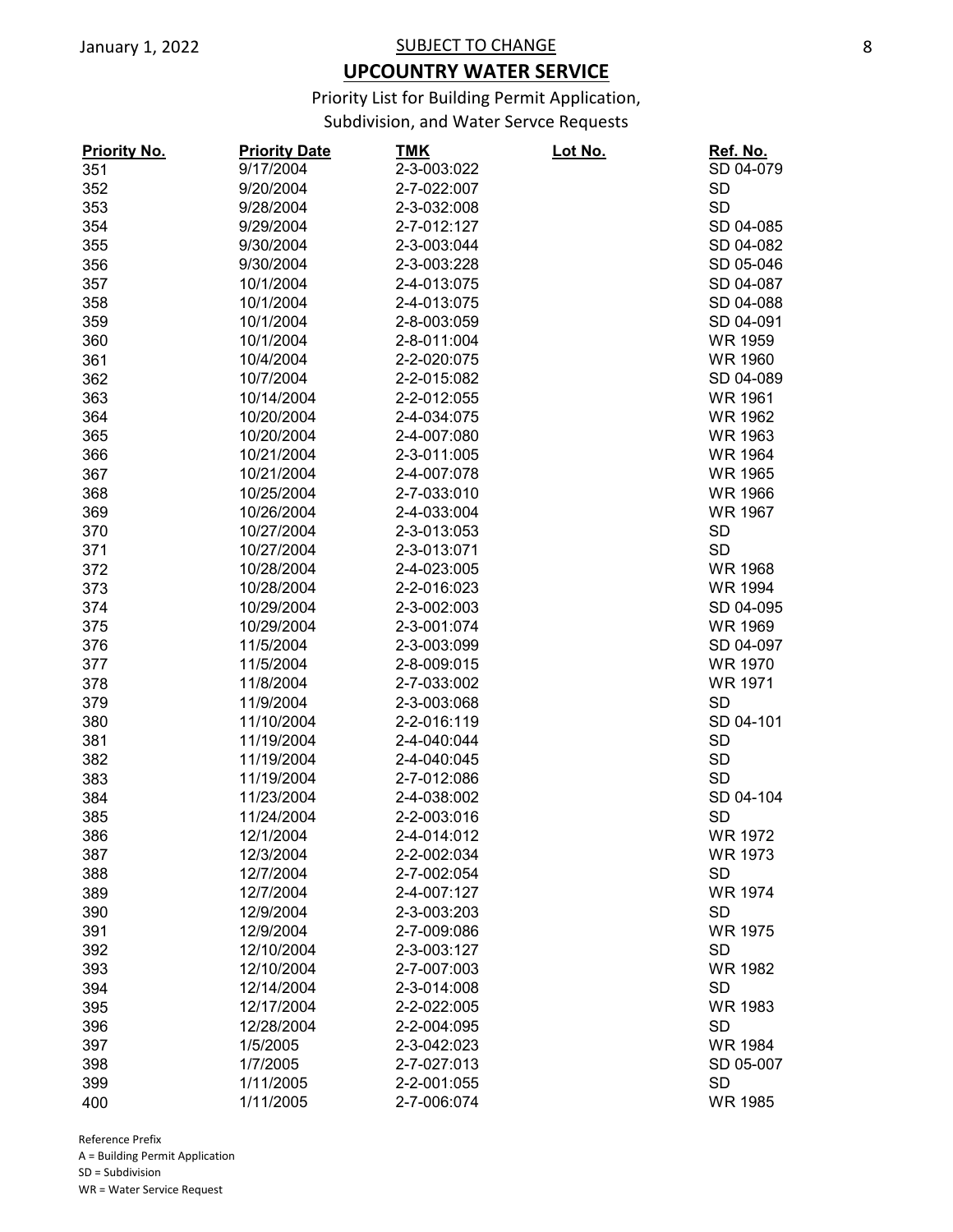SUBJECT TO CHANGE

# UPCOUNTRY WATER SERVICE

Priority List for Building Permit Application,
Subdivision, and Water Servce Requests

| Priority No. | Priority Date | TMK | Lot No. | Ref. No. |
|---|---|---|---|---|
| 351 | 9/17/2004 | 2-3-003:022 | | SD 04-079 |
| 352 | 9/20/2004 | 2-7-022:007 | | SD |
| 353 | 9/28/2004 | 2-3-032:008 | | SD |
| 354 | 9/29/2004 | 2-7-012:127 | | SD 04-085 |
| 355 | 9/30/2004 | 2-3-003:044 | | SD 04-082 |
| 356 | 9/30/2004 | 2-3-003:228 | | SD 05-046 |
| 357 | 10/1/2004 | 2-4-013:075 | | SD 04-087 |
| 358 | 10/1/2004 | 2-4-013:075 | | SD 04-088 |
| 359 | 10/1/2004 | 2-8-003:059 | | SD 04-091 |
| 360 | 10/1/2004 | 2-8-011:004 | | WR 1959 |
| 361 | 10/4/2004 | 2-2-020:075 | | WR 1960 |
| 362 | 10/7/2004 | 2-2-015:082 | | SD 04-089 |
| 363 | 10/14/2004 | 2-2-012:055 | | WR 1961 |
| 364 | 10/20/2004 | 2-4-034:075 | | WR 1962 |
| 365 | 10/20/2004 | 2-4-007:080 | | WR 1963 |
| 366 | 10/21/2004 | 2-3-011:005 | | WR 1964 |
| 367 | 10/21/2004 | 2-4-007:078 | | WR 1965 |
| 368 | 10/25/2004 | 2-7-033:010 | | WR 1966 |
| 369 | 10/26/2004 | 2-4-033:004 | | WR 1967 |
| 370 | 10/27/2004 | 2-3-013:053 | | SD |
| 371 | 10/27/2004 | 2-3-013:071 | | SD |
| 372 | 10/28/2004 | 2-4-023:005 | | WR 1968 |
| 373 | 10/28/2004 | 2-2-016:023 | | WR 1994 |
| 374 | 10/29/2004 | 2-3-002:003 | | SD 04-095 |
| 375 | 10/29/2004 | 2-3-001:074 | | WR 1969 |
| 376 | 11/5/2004 | 2-3-003:099 | | SD 04-097 |
| 377 | 11/5/2004 | 2-8-009:015 | | WR 1970 |
| 378 | 11/8/2004 | 2-7-033:002 | | WR 1971 |
| 379 | 11/9/2004 | 2-3-003:068 | | SD |
| 380 | 11/10/2004 | 2-2-016:119 | | SD 04-101 |
| 381 | 11/19/2004 | 2-4-040:044 | | SD |
| 382 | 11/19/2004 | 2-4-040:045 | | SD |
| 383 | 11/19/2004 | 2-7-012:086 | | SD |
| 384 | 11/23/2004 | 2-4-038:002 | | SD 04-104 |
| 385 | 11/24/2004 | 2-2-003:016 | | SD |
| 386 | 12/1/2004 | 2-4-014:012 | | WR 1972 |
| 387 | 12/3/2004 | 2-2-002:034 | | WR 1973 |
| 388 | 12/7/2004 | 2-7-002:054 | | SD |
| 389 | 12/7/2004 | 2-4-007:127 | | WR 1974 |
| 390 | 12/9/2004 | 2-3-003:203 | | SD |
| 391 | 12/9/2004 | 2-7-009:086 | | WR 1975 |
| 392 | 12/10/2004 | 2-3-003:127 | | SD |
| 393 | 12/10/2004 | 2-7-007:003 | | WR 1982 |
| 394 | 12/14/2004 | 2-3-014:008 | | SD |
| 395 | 12/17/2004 | 2-2-022:005 | | WR 1983 |
| 396 | 12/28/2004 | 2-2-004:095 | | SD |
| 397 | 1/5/2005 | 2-3-042:023 | | WR 1984 |
| 398 | 1/7/2005 | 2-7-027:013 | | SD 05-007 |
| 399 | 1/11/2005 | 2-2-001:055 | | SD |
| 400 | 1/11/2005 | 2-7-006:074 | | WR 1985 |

Reference Prefix
A = Building Permit Application
SD = Subdivision
WR = Water Service Request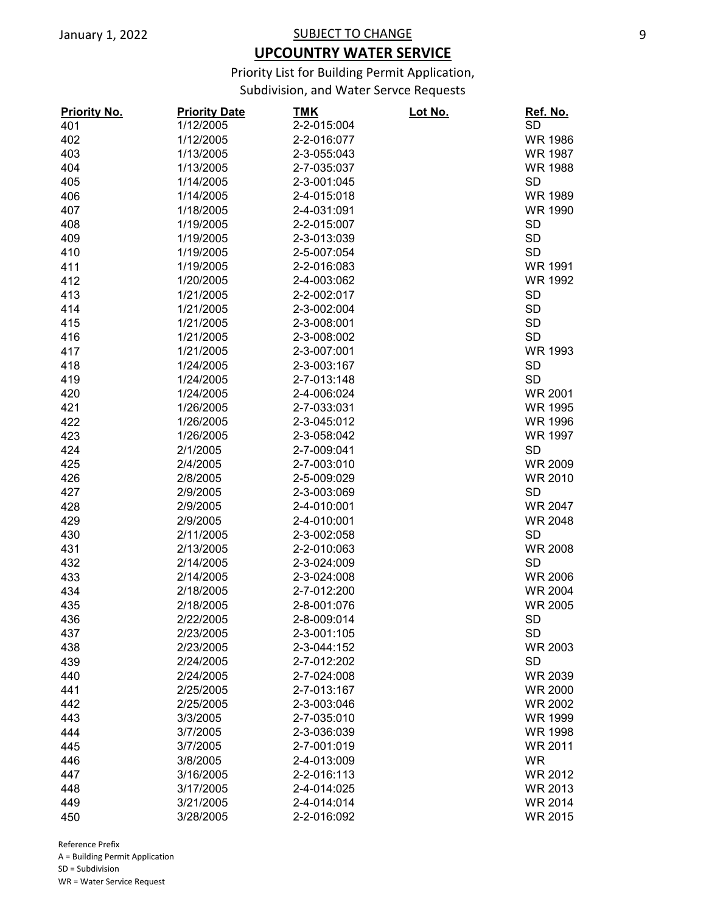January 1, 2022

SUBJECT TO CHANGE

## UPCOUNTRY WATER SERVICE

Priority List for Building Permit Application, Subdivision, and Water Servce Requests

| Priority No. | Priority Date | TMK | Lot No. | Ref. No. |
|---|---|---|---|---|
| 401 | 1/12/2005 | 2-2-015:004 | | SD |
| 402 | 1/12/2005 | 2-2-016:077 | | WR 1986 |
| 403 | 1/13/2005 | 2-3-055:043 | | WR 1987 |
| 404 | 1/13/2005 | 2-7-035:037 | | WR 1988 |
| 405 | 1/14/2005 | 2-3-001:045 | | SD |
| 406 | 1/14/2005 | 2-4-015:018 | | WR 1989 |
| 407 | 1/18/2005 | 2-4-031:091 | | WR 1990 |
| 408 | 1/19/2005 | 2-2-015:007 | | SD |
| 409 | 1/19/2005 | 2-3-013:039 | | SD |
| 410 | 1/19/2005 | 2-5-007:054 | | SD |
| 411 | 1/19/2005 | 2-2-016:083 | | WR 1991 |
| 412 | 1/20/2005 | 2-4-003:062 | | WR 1992 |
| 413 | 1/21/2005 | 2-2-002:017 | | SD |
| 414 | 1/21/2005 | 2-3-002:004 | | SD |
| 415 | 1/21/2005 | 2-3-008:001 | | SD |
| 416 | 1/21/2005 | 2-3-008:002 | | SD |
| 417 | 1/21/2005 | 2-3-007:001 | | WR 1993 |
| 418 | 1/24/2005 | 2-3-003:167 | | SD |
| 419 | 1/24/2005 | 2-7-013:148 | | SD |
| 420 | 1/24/2005 | 2-4-006:024 | | WR 2001 |
| 421 | 1/26/2005 | 2-7-033:031 | | WR 1995 |
| 422 | 1/26/2005 | 2-3-045:012 | | WR 1996 |
| 423 | 1/26/2005 | 2-3-058:042 | | WR 1997 |
| 424 | 2/1/2005 | 2-7-009:041 | | SD |
| 425 | 2/4/2005 | 2-7-003:010 | | WR 2009 |
| 426 | 2/8/2005 | 2-5-009:029 | | WR 2010 |
| 427 | 2/9/2005 | 2-3-003:069 | | SD |
| 428 | 2/9/2005 | 2-4-010:001 | | WR 2047 |
| 429 | 2/9/2005 | 2-4-010:001 | | WR 2048 |
| 430 | 2/11/2005 | 2-3-002:058 | | SD |
| 431 | 2/13/2005 | 2-2-010:063 | | WR 2008 |
| 432 | 2/14/2005 | 2-3-024:009 | | SD |
| 433 | 2/14/2005 | 2-3-024:008 | | WR 2006 |
| 434 | 2/18/2005 | 2-7-012:200 | | WR 2004 |
| 435 | 2/18/2005 | 2-8-001:076 | | WR 2005 |
| 436 | 2/22/2005 | 2-8-009:014 | | SD |
| 437 | 2/23/2005 | 2-3-001:105 | | SD |
| 438 | 2/23/2005 | 2-3-044:152 | | WR 2003 |
| 439 | 2/24/2005 | 2-7-012:202 | | SD |
| 440 | 2/24/2005 | 2-7-024:008 | | WR 2039 |
| 441 | 2/25/2005 | 2-7-013:167 | | WR 2000 |
| 442 | 2/25/2005 | 2-3-003:046 | | WR 2002 |
| 443 | 3/3/2005 | 2-7-035:010 | | WR 1999 |
| 444 | 3/7/2005 | 2-3-036:039 | | WR 1998 |
| 445 | 3/7/2005 | 2-7-001:019 | | WR 2011 |
| 446 | 3/8/2005 | 2-4-013:009 | | WR |
| 447 | 3/16/2005 | 2-2-016:113 | | WR 2012 |
| 448 | 3/17/2005 | 2-4-014:025 | | WR 2013 |
| 449 | 3/21/2005 | 2-4-014:014 | | WR 2014 |
| 450 | 3/28/2005 | 2-2-016:092 | | WR 2015 |

Reference Prefix
A = Building Permit Application
SD = Subdivision
WR = Water Service Request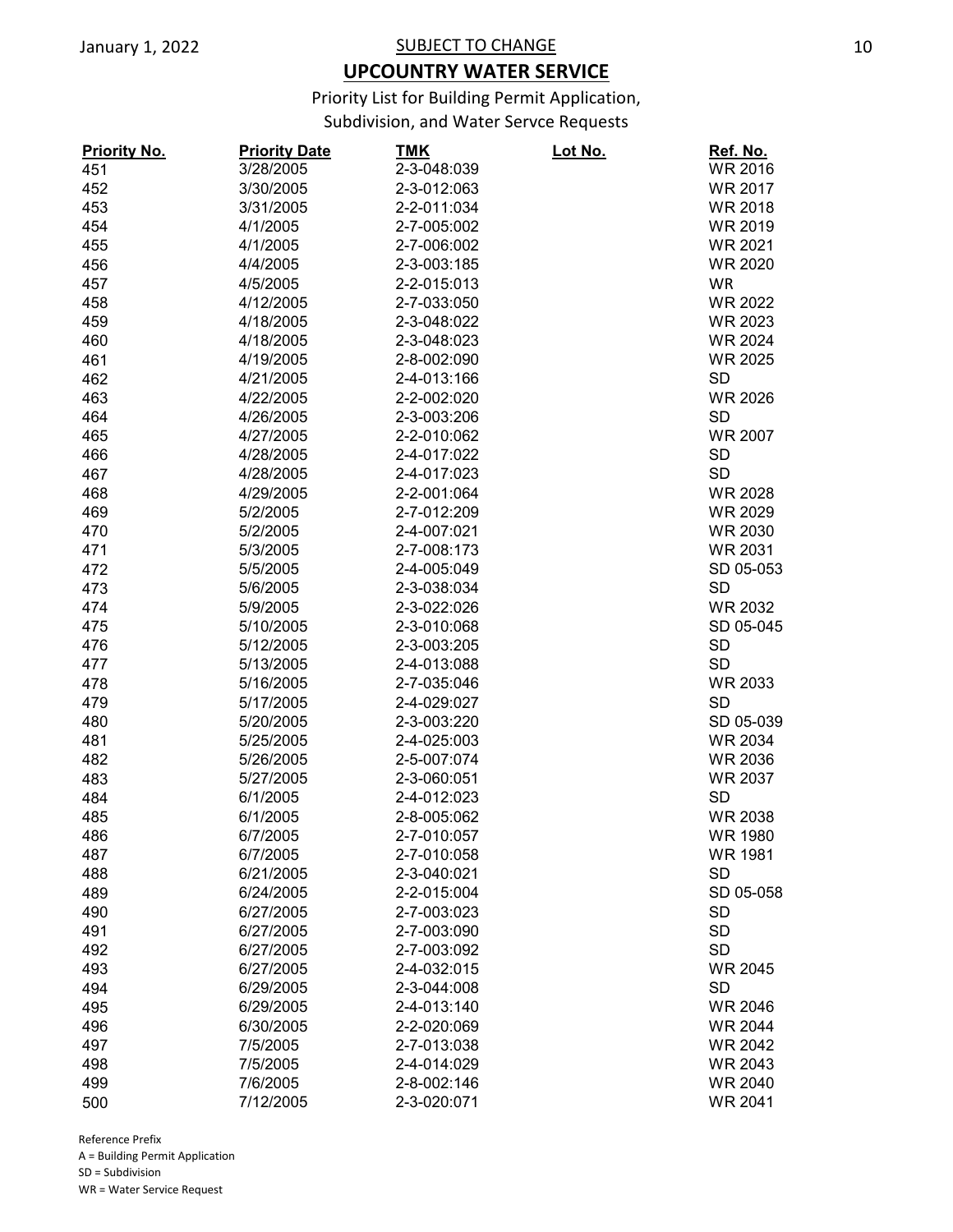SUBJECT TO CHANGE

# UPCOUNTRY WATER SERVICE

Priority List for Building Permit Application, Subdivision, and Water Servce Requests

| Priority No. | Priority Date | TMK | Lot No. | Ref. No. |
|---|---|---|---|---|
| 451 | 3/28/2005 | 2-3-048:039 | | WR 2016 |
| 452 | 3/30/2005 | 2-3-012:063 | | WR 2017 |
| 453 | 3/31/2005 | 2-2-011:034 | | WR 2018 |
| 454 | 4/1/2005 | 2-7-005:002 | | WR 2019 |
| 455 | 4/1/2005 | 2-7-006:002 | | WR 2021 |
| 456 | 4/4/2005 | 2-3-003:185 | | WR 2020 |
| 457 | 4/5/2005 | 2-2-015:013 | | WR |
| 458 | 4/12/2005 | 2-7-033:050 | | WR 2022 |
| 459 | 4/18/2005 | 2-3-048:022 | | WR 2023 |
| 460 | 4/18/2005 | 2-3-048:023 | | WR 2024 |
| 461 | 4/19/2005 | 2-8-002:090 | | WR 2025 |
| 462 | 4/21/2005 | 2-4-013:166 | | SD |
| 463 | 4/22/2005 | 2-2-002:020 | | WR 2026 |
| 464 | 4/26/2005 | 2-3-003:206 | | SD |
| 465 | 4/27/2005 | 2-2-010:062 | | WR 2007 |
| 466 | 4/28/2005 | 2-4-017:022 | | SD |
| 467 | 4/28/2005 | 2-4-017:023 | | SD |
| 468 | 4/29/2005 | 2-2-001:064 | | WR 2028 |
| 469 | 5/2/2005 | 2-7-012:209 | | WR 2029 |
| 470 | 5/2/2005 | 2-4-007:021 | | WR 2030 |
| 471 | 5/3/2005 | 2-7-008:173 | | WR 2031 |
| 472 | 5/5/2005 | 2-4-005:049 | | SD 05-053 |
| 473 | 5/6/2005 | 2-3-038:034 | | SD |
| 474 | 5/9/2005 | 2-3-022:026 | | WR 2032 |
| 475 | 5/10/2005 | 2-3-010:068 | | SD 05-045 |
| 476 | 5/12/2005 | 2-3-003:205 | | SD |
| 477 | 5/13/2005 | 2-4-013:088 | | SD |
| 478 | 5/16/2005 | 2-7-035:046 | | WR 2033 |
| 479 | 5/17/2005 | 2-4-029:027 | | SD |
| 480 | 5/20/2005 | 2-3-003:220 | | SD 05-039 |
| 481 | 5/25/2005 | 2-4-025:003 | | WR 2034 |
| 482 | 5/26/2005 | 2-5-007:074 | | WR 2036 |
| 483 | 5/27/2005 | 2-3-060:051 | | WR 2037 |
| 484 | 6/1/2005 | 2-4-012:023 | | SD |
| 485 | 6/1/2005 | 2-8-005:062 | | WR 2038 |
| 486 | 6/7/2005 | 2-7-010:057 | | WR 1980 |
| 487 | 6/7/2005 | 2-7-010:058 | | WR 1981 |
| 488 | 6/21/2005 | 2-3-040:021 | | SD |
| 489 | 6/24/2005 | 2-2-015:004 | | SD 05-058 |
| 490 | 6/27/2005 | 2-7-003:023 | | SD |
| 491 | 6/27/2005 | 2-7-003:090 | | SD |
| 492 | 6/27/2005 | 2-7-003:092 | | SD |
| 493 | 6/27/2005 | 2-4-032:015 | | WR 2045 |
| 494 | 6/29/2005 | 2-3-044:008 | | SD |
| 495 | 6/29/2005 | 2-4-013:140 | | WR 2046 |
| 496 | 6/30/2005 | 2-2-020:069 | | WR 2044 |
| 497 | 7/5/2005 | 2-7-013:038 | | WR 2042 |
| 498 | 7/5/2005 | 2-4-014:029 | | WR 2043 |
| 499 | 7/6/2005 | 2-8-002:146 | | WR 2040 |
| 500 | 7/12/2005 | 2-3-020:071 | | WR 2041 |

Reference Prefix
A = Building Permit Application
SD = Subdivision
WR = Water Service Request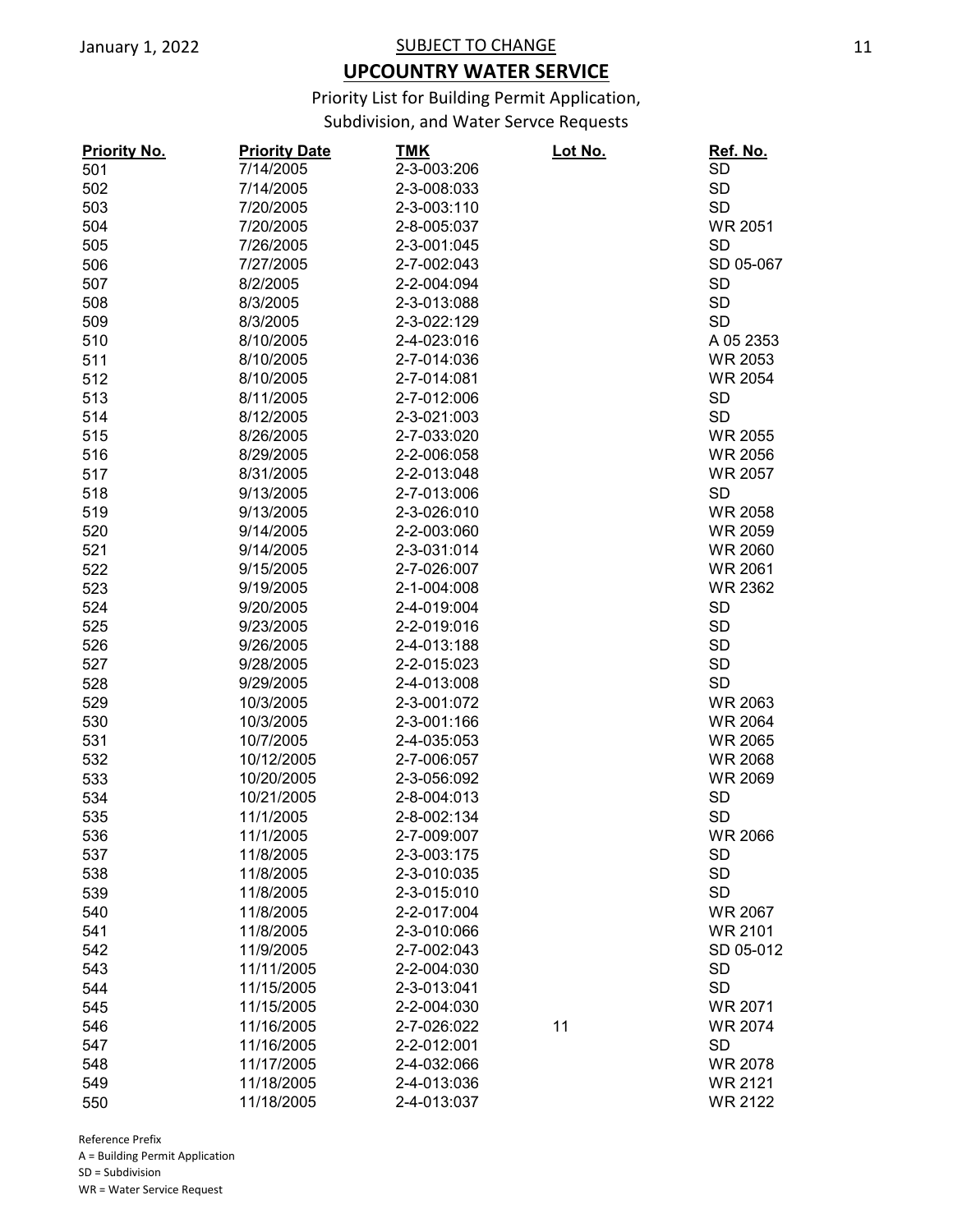SUBJECT TO CHANGE

# UPCOUNTRY WATER SERVICE

Priority List for Building Permit Application, Subdivision, and Water Servce Requests

| Priority No. | Priority Date | TMK | Lot No. | Ref. No. |
|---|---|---|---|---|
| 501 | 7/14/2005 | 2-3-003:206 | | SD |
| 502 | 7/14/2005 | 2-3-008:033 | | SD |
| 503 | 7/20/2005 | 2-3-003:110 | | SD |
| 504 | 7/20/2005 | 2-8-005:037 | | WR 2051 |
| 505 | 7/26/2005 | 2-3-001:045 | | SD |
| 506 | 7/27/2005 | 2-7-002:043 | | SD 05-067 |
| 507 | 8/2/2005 | 2-2-004:094 | | SD |
| 508 | 8/3/2005 | 2-3-013:088 | | SD |
| 509 | 8/3/2005 | 2-3-022:129 | | SD |
| 510 | 8/10/2005 | 2-4-023:016 | | A 05 2353 |
| 511 | 8/10/2005 | 2-7-014:036 | | WR 2053 |
| 512 | 8/10/2005 | 2-7-014:081 | | WR 2054 |
| 513 | 8/11/2005 | 2-7-012:006 | | SD |
| 514 | 8/12/2005 | 2-3-021:003 | | SD |
| 515 | 8/26/2005 | 2-7-033:020 | | WR 2055 |
| 516 | 8/29/2005 | 2-2-006:058 | | WR 2056 |
| 517 | 8/31/2005 | 2-2-013:048 | | WR 2057 |
| 518 | 9/13/2005 | 2-7-013:006 | | SD |
| 519 | 9/13/2005 | 2-3-026:010 | | WR 2058 |
| 520 | 9/14/2005 | 2-2-003:060 | | WR 2059 |
| 521 | 9/14/2005 | 2-3-031:014 | | WR 2060 |
| 522 | 9/15/2005 | 2-7-026:007 | | WR 2061 |
| 523 | 9/19/2005 | 2-1-004:008 | | WR 2362 |
| 524 | 9/20/2005 | 2-4-019:004 | | SD |
| 525 | 9/23/2005 | 2-2-019:016 | | SD |
| 526 | 9/26/2005 | 2-4-013:188 | | SD |
| 527 | 9/28/2005 | 2-2-015:023 | | SD |
| 528 | 9/29/2005 | 2-4-013:008 | | SD |
| 529 | 10/3/2005 | 2-3-001:072 | | WR 2063 |
| 530 | 10/3/2005 | 2-3-001:166 | | WR 2064 |
| 531 | 10/7/2005 | 2-4-035:053 | | WR 2065 |
| 532 | 10/12/2005 | 2-7-006:057 | | WR 2068 |
| 533 | 10/20/2005 | 2-3-056:092 | | WR 2069 |
| 534 | 10/21/2005 | 2-8-004:013 | | SD |
| 535 | 11/1/2005 | 2-8-002:134 | | SD |
| 536 | 11/1/2005 | 2-7-009:007 | | WR 2066 |
| 537 | 11/8/2005 | 2-3-003:175 | | SD |
| 538 | 11/8/2005 | 2-3-010:035 | | SD |
| 539 | 11/8/2005 | 2-3-015:010 | | SD |
| 540 | 11/8/2005 | 2-2-017:004 | | WR 2067 |
| 541 | 11/8/2005 | 2-3-010:066 | | WR 2101 |
| 542 | 11/9/2005 | 2-7-002:043 | | SD 05-012 |
| 543 | 11/11/2005 | 2-2-004:030 | | SD |
| 544 | 11/15/2005 | 2-3-013:041 | | SD |
| 545 | 11/15/2005 | 2-2-004:030 | | WR 2071 |
| 546 | 11/16/2005 | 2-7-026:022 | 11 | WR 2074 |
| 547 | 11/16/2005 | 2-2-012:001 | | SD |
| 548 | 11/17/2005 | 2-4-032:066 | | WR 2078 |
| 549 | 11/18/2005 | 2-4-013:036 | | WR 2121 |
| 550 | 11/18/2005 | 2-4-013:037 | | WR 2122 |

Reference Prefix
A = Building Permit Application
SD = Subdivision
WR = Water Service Request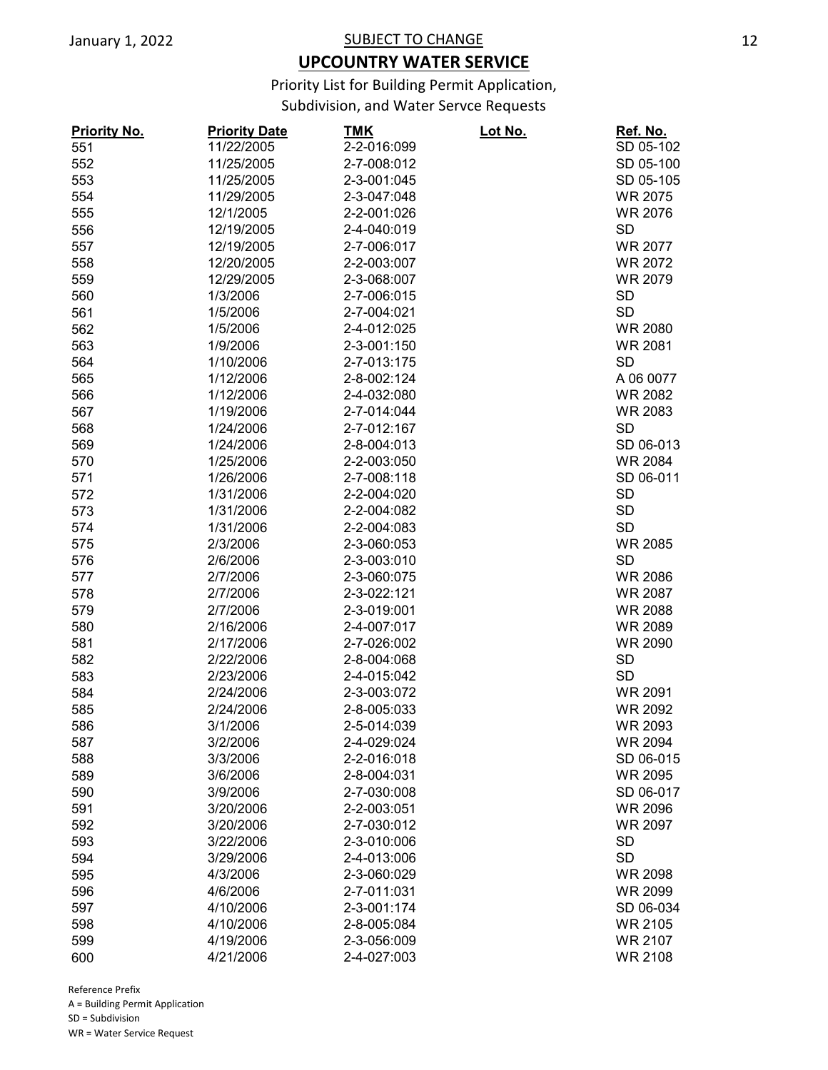SUBJECT TO CHANGE

# UPCOUNTRY WATER SERVICE

Priority List for Building Permit Application, Subdivision, and Water Servce Requests

| Priority No. | Priority Date | TMK | Lot No. | Ref. No. |
|---|---|---|---|---|
| 551 | 11/22/2005 | 2-2-016:099 | | SD 05-102 |
| 552 | 11/25/2005 | 2-7-008:012 | | SD 05-100 |
| 553 | 11/25/2005 | 2-3-001:045 | | SD 05-105 |
| 554 | 11/29/2005 | 2-3-047:048 | | WR 2075 |
| 555 | 12/1/2005 | 2-2-001:026 | | WR 2076 |
| 556 | 12/19/2005 | 2-4-040:019 | | SD |
| 557 | 12/19/2005 | 2-7-006:017 | | WR 2077 |
| 558 | 12/20/2005 | 2-2-003:007 | | WR 2072 |
| 559 | 12/29/2005 | 2-3-068:007 | | WR 2079 |
| 560 | 1/3/2006 | 2-7-006:015 | | SD |
| 561 | 1/5/2006 | 2-7-004:021 | | SD |
| 562 | 1/5/2006 | 2-4-012:025 | | WR 2080 |
| 563 | 1/9/2006 | 2-3-001:150 | | WR 2081 |
| 564 | 1/10/2006 | 2-7-013:175 | | SD |
| 565 | 1/12/2006 | 2-8-002:124 | | A 06 0077 |
| 566 | 1/12/2006 | 2-4-032:080 | | WR 2082 |
| 567 | 1/19/2006 | 2-7-014:044 | | WR 2083 |
| 568 | 1/24/2006 | 2-7-012:167 | | SD |
| 569 | 1/24/2006 | 2-8-004:013 | | SD 06-013 |
| 570 | 1/25/2006 | 2-2-003:050 | | WR 2084 |
| 571 | 1/26/2006 | 2-7-008:118 | | SD 06-011 |
| 572 | 1/31/2006 | 2-2-004:020 | | SD |
| 573 | 1/31/2006 | 2-2-004:082 | | SD |
| 574 | 1/31/2006 | 2-2-004:083 | | SD |
| 575 | 2/3/2006 | 2-3-060:053 | | WR 2085 |
| 576 | 2/6/2006 | 2-3-003:010 | | SD |
| 577 | 2/7/2006 | 2-3-060:075 | | WR 2086 |
| 578 | 2/7/2006 | 2-3-022:121 | | WR 2087 |
| 579 | 2/7/2006 | 2-3-019:001 | | WR 2088 |
| 580 | 2/16/2006 | 2-4-007:017 | | WR 2089 |
| 581 | 2/17/2006 | 2-7-026:002 | | WR 2090 |
| 582 | 2/22/2006 | 2-8-004:068 | | SD |
| 583 | 2/23/2006 | 2-4-015:042 | | SD |
| 584 | 2/24/2006 | 2-3-003:072 | | WR 2091 |
| 585 | 2/24/2006 | 2-8-005:033 | | WR 2092 |
| 586 | 3/1/2006 | 2-5-014:039 | | WR 2093 |
| 587 | 3/2/2006 | 2-4-029:024 | | WR 2094 |
| 588 | 3/3/2006 | 2-2-016:018 | | SD 06-015 |
| 589 | 3/6/2006 | 2-8-004:031 | | WR 2095 |
| 590 | 3/9/2006 | 2-7-030:008 | | SD 06-017 |
| 591 | 3/20/2006 | 2-2-003:051 | | WR 2096 |
| 592 | 3/20/2006 | 2-7-030:012 | | WR 2097 |
| 593 | 3/22/2006 | 2-3-010:006 | | SD |
| 594 | 3/29/2006 | 2-4-013:006 | | SD |
| 595 | 4/3/2006 | 2-3-060:029 | | WR 2098 |
| 596 | 4/6/2006 | 2-7-011:031 | | WR 2099 |
| 597 | 4/10/2006 | 2-3-001:174 | | SD 06-034 |
| 598 | 4/10/2006 | 2-8-005:084 | | WR 2105 |
| 599 | 4/19/2006 | 2-3-056:009 | | WR 2107 |
| 600 | 4/21/2006 | 2-4-027:003 | | WR 2108 |

Reference Prefix
A = Building Permit Application
SD = Subdivision
WR = Water Service Request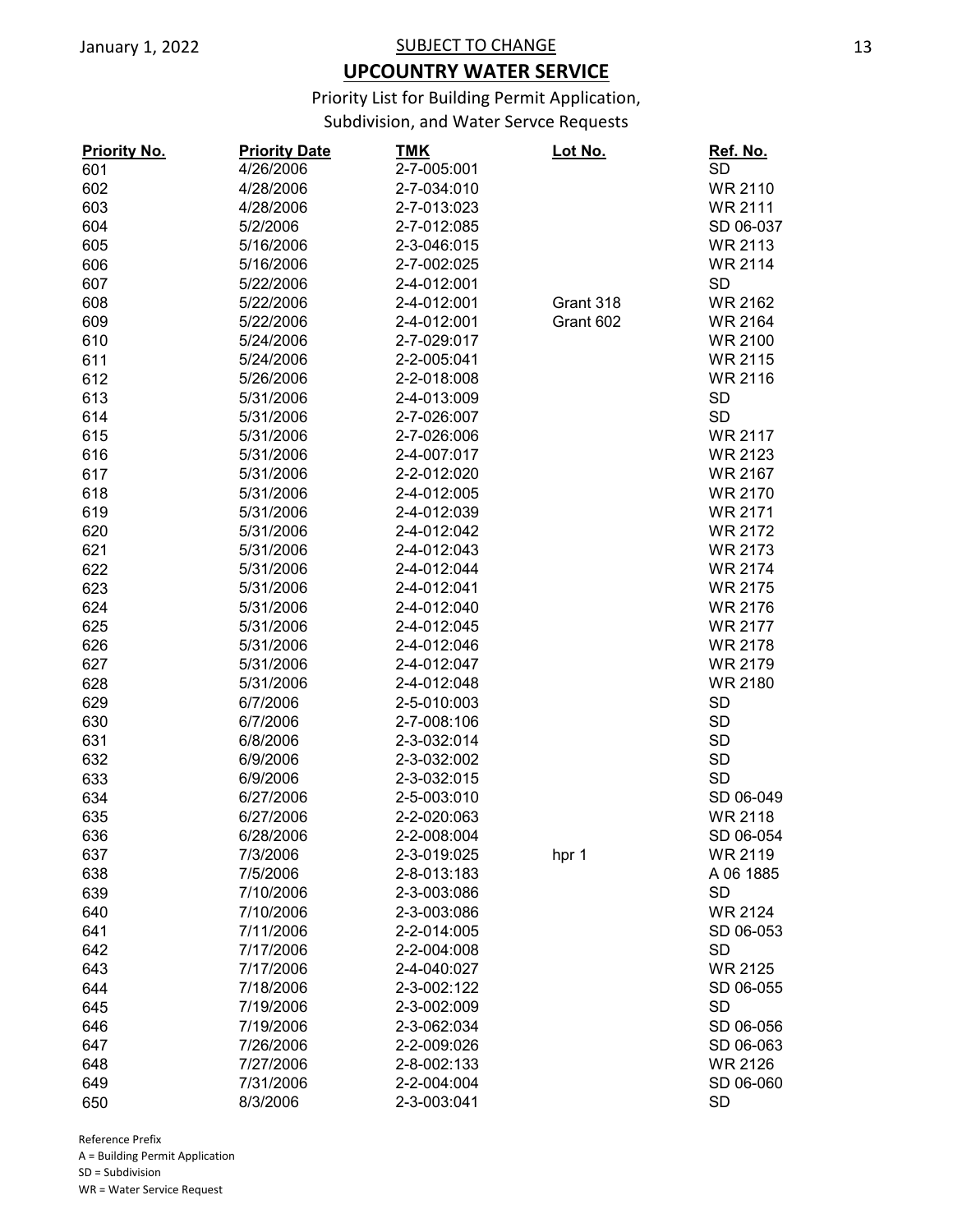SUBJECT TO CHANGE

## UPCOUNTRY WATER SERVICE

Priority List for Building Permit Application, Subdivision, and Water Servce Requests

| Priority No. | Priority Date | TMK | Lot No. | Ref. No. |
|---|---|---|---|---|
| 601 | 4/26/2006 | 2-7-005:001 | | SD |
| 602 | 4/28/2006 | 2-7-034:010 | | WR 2110 |
| 603 | 4/28/2006 | 2-7-013:023 | | WR 2111 |
| 604 | 5/2/2006 | 2-7-012:085 | | SD 06-037 |
| 605 | 5/16/2006 | 2-3-046:015 | | WR 2113 |
| 606 | 5/16/2006 | 2-7-002:025 | | WR 2114 |
| 607 | 5/22/2006 | 2-4-012:001 | | SD |
| 608 | 5/22/2006 | 2-4-012:001 | Grant 318 | WR 2162 |
| 609 | 5/22/2006 | 2-4-012:001 | Grant 602 | WR 2164 |
| 610 | 5/24/2006 | 2-7-029:017 | | WR 2100 |
| 611 | 5/24/2006 | 2-2-005:041 | | WR 2115 |
| 612 | 5/26/2006 | 2-2-018:008 | | WR 2116 |
| 613 | 5/31/2006 | 2-4-013:009 | | SD |
| 614 | 5/31/2006 | 2-7-026:007 | | SD |
| 615 | 5/31/2006 | 2-7-026:006 | | WR 2117 |
| 616 | 5/31/2006 | 2-4-007:017 | | WR 2123 |
| 617 | 5/31/2006 | 2-2-012:020 | | WR 2167 |
| 618 | 5/31/2006 | 2-4-012:005 | | WR 2170 |
| 619 | 5/31/2006 | 2-4-012:039 | | WR 2171 |
| 620 | 5/31/2006 | 2-4-012:042 | | WR 2172 |
| 621 | 5/31/2006 | 2-4-012:043 | | WR 2173 |
| 622 | 5/31/2006 | 2-4-012:044 | | WR 2174 |
| 623 | 5/31/2006 | 2-4-012:041 | | WR 2175 |
| 624 | 5/31/2006 | 2-4-012:040 | | WR 2176 |
| 625 | 5/31/2006 | 2-4-012:045 | | WR 2177 |
| 626 | 5/31/2006 | 2-4-012:046 | | WR 2178 |
| 627 | 5/31/2006 | 2-4-012:047 | | WR 2179 |
| 628 | 5/31/2006 | 2-4-012:048 | | WR 2180 |
| 629 | 6/7/2006 | 2-5-010:003 | | SD |
| 630 | 6/7/2006 | 2-7-008:106 | | SD |
| 631 | 6/8/2006 | 2-3-032:014 | | SD |
| 632 | 6/9/2006 | 2-3-032:002 | | SD |
| 633 | 6/9/2006 | 2-3-032:015 | | SD |
| 634 | 6/27/2006 | 2-5-003:010 | | SD 06-049 |
| 635 | 6/27/2006 | 2-2-020:063 | | WR 2118 |
| 636 | 6/28/2006 | 2-2-008:004 | | SD 06-054 |
| 637 | 7/3/2006 | 2-3-019:025 | hpr 1 | WR 2119 |
| 638 | 7/5/2006 | 2-8-013:183 | | A 06 1885 |
| 639 | 7/10/2006 | 2-3-003:086 | | SD |
| 640 | 7/10/2006 | 2-3-003:086 | | WR 2124 |
| 641 | 7/11/2006 | 2-2-014:005 | | SD 06-053 |
| 642 | 7/17/2006 | 2-2-004:008 | | SD |
| 643 | 7/17/2006 | 2-4-040:027 | | WR 2125 |
| 644 | 7/18/2006 | 2-3-002:122 | | SD 06-055 |
| 645 | 7/19/2006 | 2-3-002:009 | | SD |
| 646 | 7/19/2006 | 2-3-062:034 | | SD 06-056 |
| 647 | 7/26/2006 | 2-2-009:026 | | SD 06-063 |
| 648 | 7/27/2006 | 2-8-002:133 | | WR 2126 |
| 649 | 7/31/2006 | 2-2-004:004 | | SD 06-060 |
| 650 | 8/3/2006 | 2-3-003:041 | | SD |

Reference Prefix
A = Building Permit Application
SD = Subdivision
WR = Water Service Request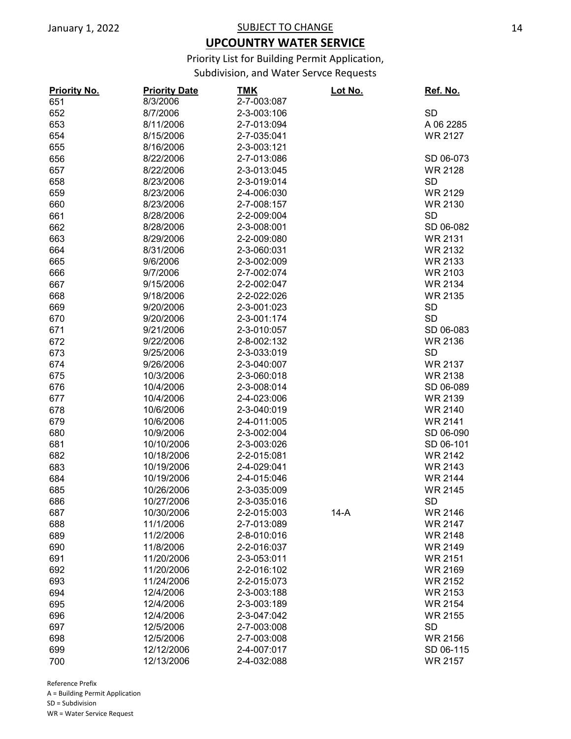SUBJECT TO CHANGE

## UPCOUNTRY WATER SERVICE

Priority List for Building Permit Application, Subdivision, and Water Servce Requests

| Priority No. | Priority Date | TMK | Lot No. | Ref. No. |
|---|---|---|---|---|
| 651 | 8/3/2006 | 2-7-003:087 | | |
| 652 | 8/7/2006 | 2-3-003:106 | | SD |
| 653 | 8/11/2006 | 2-7-013:094 | | A 06 2285 |
| 654 | 8/15/2006 | 2-7-035:041 | | WR 2127 |
| 655 | 8/16/2006 | 2-3-003:121 | | |
| 656 | 8/22/2006 | 2-7-013:086 | | SD 06-073 |
| 657 | 8/22/2006 | 2-3-013:045 | | WR 2128 |
| 658 | 8/23/2006 | 2-3-019:014 | | SD |
| 659 | 8/23/2006 | 2-4-006:030 | | WR 2129 |
| 660 | 8/23/2006 | 2-7-008:157 | | WR 2130 |
| 661 | 8/28/2006 | 2-2-009:004 | | SD |
| 662 | 8/28/2006 | 2-3-008:001 | | SD 06-082 |
| 663 | 8/29/2006 | 2-2-009:080 | | WR 2131 |
| 664 | 8/31/2006 | 2-3-060:031 | | WR 2132 |
| 665 | 9/6/2006 | 2-3-002:009 | | WR 2133 |
| 666 | 9/7/2006 | 2-7-002:074 | | WR 2103 |
| 667 | 9/15/2006 | 2-2-002:047 | | WR 2134 |
| 668 | 9/18/2006 | 2-2-022:026 | | WR 2135 |
| 669 | 9/20/2006 | 2-3-001:023 | | SD |
| 670 | 9/20/2006 | 2-3-001:174 | | SD |
| 671 | 9/21/2006 | 2-3-010:057 | | SD 06-083 |
| 672 | 9/22/2006 | 2-8-002:132 | | WR 2136 |
| 673 | 9/25/2006 | 2-3-033:019 | | SD |
| 674 | 9/26/2006 | 2-3-040:007 | | WR 2137 |
| 675 | 10/3/2006 | 2-3-060:018 | | WR 2138 |
| 676 | 10/4/2006 | 2-3-008:014 | | SD 06-089 |
| 677 | 10/4/2006 | 2-4-023:006 | | WR 2139 |
| 678 | 10/6/2006 | 2-3-040:019 | | WR 2140 |
| 679 | 10/6/2006 | 2-4-011:005 | | WR 2141 |
| 680 | 10/9/2006 | 2-3-002:004 | | SD 06-090 |
| 681 | 10/10/2006 | 2-3-003:026 | | SD 06-101 |
| 682 | 10/18/2006 | 2-2-015:081 | | WR 2142 |
| 683 | 10/19/2006 | 2-4-029:041 | | WR 2143 |
| 684 | 10/19/2006 | 2-4-015:046 | | WR 2144 |
| 685 | 10/26/2006 | 2-3-035:009 | | WR 2145 |
| 686 | 10/27/2006 | 2-3-035:016 | | SD |
| 687 | 10/30/2006 | 2-2-015:003 | 14-A | WR 2146 |
| 688 | 11/1/2006 | 2-7-013:089 | | WR 2147 |
| 689 | 11/2/2006 | 2-8-010:016 | | WR 2148 |
| 690 | 11/8/2006 | 2-2-016:037 | | WR 2149 |
| 691 | 11/20/2006 | 2-3-053:011 | | WR 2151 |
| 692 | 11/20/2006 | 2-2-016:102 | | WR 2169 |
| 693 | 11/24/2006 | 2-2-015:073 | | WR 2152 |
| 694 | 12/4/2006 | 2-3-003:188 | | WR 2153 |
| 695 | 12/4/2006 | 2-3-003:189 | | WR 2154 |
| 696 | 12/4/2006 | 2-3-047:042 | | WR 2155 |
| 697 | 12/5/2006 | 2-7-003:008 | | SD |
| 698 | 12/5/2006 | 2-7-003:008 | | WR 2156 |
| 699 | 12/12/2006 | 2-4-007:017 | | SD 06-115 |
| 700 | 12/13/2006 | 2-4-032:088 | | WR 2157 |

Reference Prefix
A = Building Permit Application
SD = Subdivision
WR = Water Service Request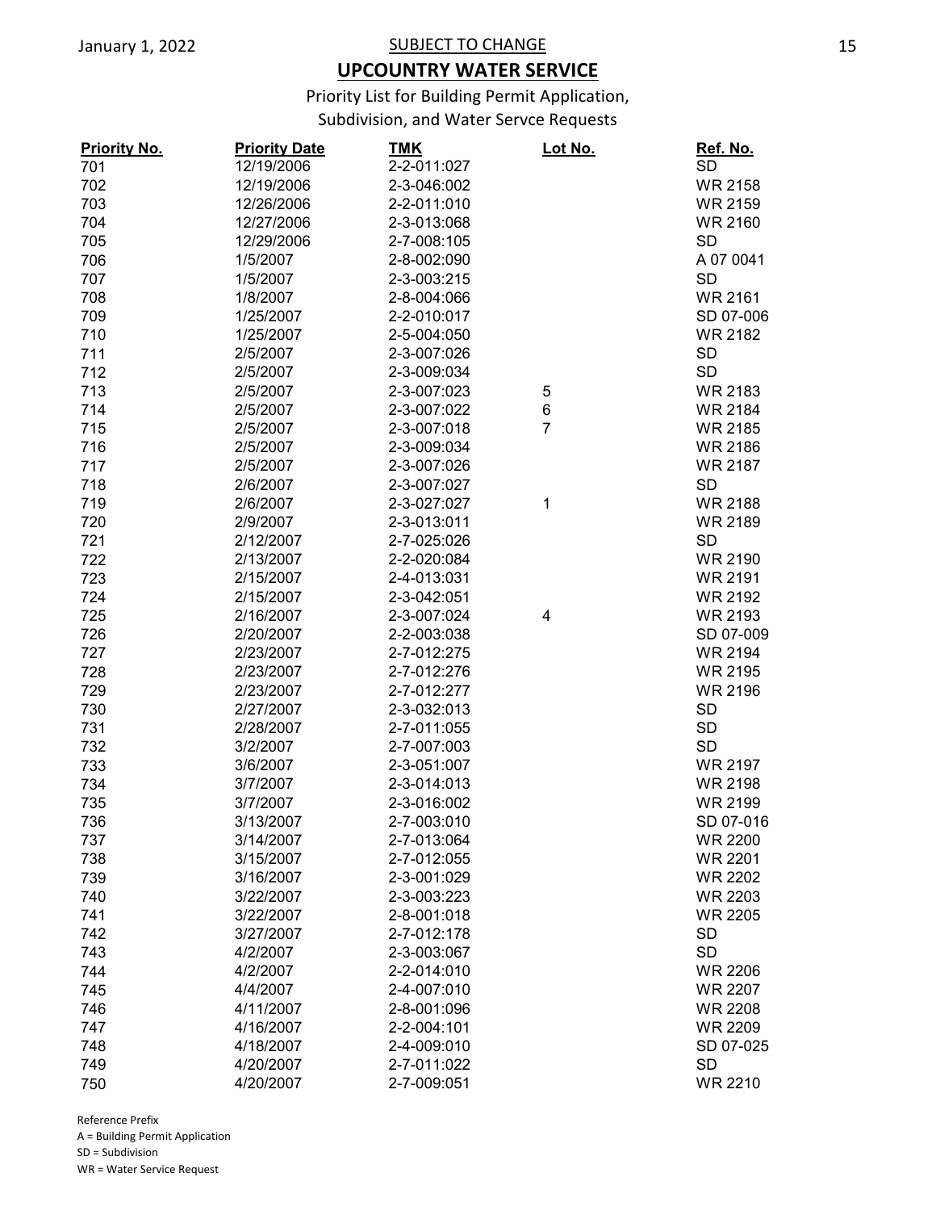January 1, 2022

SUBJECT TO CHANGE

# UPCOUNTRY WATER SERVICE

Priority List for Building Permit Application,
Subdivision, and Water Servce Requests

| Priority No. | Priority Date | TMK | Lot No. | Ref. No. |
|---|---|---|---|---|
| 701 | 12/19/2006 | 2-2-011:027 | | SD |
| 702 | 12/19/2006 | 2-3-046:002 | | WR 2158 |
| 703 | 12/26/2006 | 2-2-011:010 | | WR 2159 |
| 704 | 12/27/2006 | 2-3-013:068 | | WR 2160 |
| 705 | 12/29/2006 | 2-7-008:105 | | SD |
| 706 | 1/5/2007 | 2-8-002:090 | | A 07 0041 |
| 707 | 1/5/2007 | 2-3-003:215 | | SD |
| 708 | 1/8/2007 | 2-8-004:066 | | WR 2161 |
| 709 | 1/25/2007 | 2-2-010:017 | | SD 07-006 |
| 710 | 1/25/2007 | 2-5-004:050 | | WR 2182 |
| 711 | 2/5/2007 | 2-3-007:026 | | SD |
| 712 | 2/5/2007 | 2-3-009:034 | | SD |
| 713 | 2/5/2007 | 2-3-007:023 | 5 | WR 2183 |
| 714 | 2/5/2007 | 2-3-007:022 | 6 | WR 2184 |
| 715 | 2/5/2007 | 2-3-007:018 | 7 | WR 2185 |
| 716 | 2/5/2007 | 2-3-009:034 | | WR 2186 |
| 717 | 2/5/2007 | 2-3-007:026 | | WR 2187 |
| 718 | 2/6/2007 | 2-3-007:027 | | SD |
| 719 | 2/6/2007 | 2-3-027:027 | 1 | WR 2188 |
| 720 | 2/9/2007 | 2-3-013:011 | | WR 2189 |
| 721 | 2/12/2007 | 2-7-025:026 | | SD |
| 722 | 2/13/2007 | 2-2-020:084 | | WR 2190 |
| 723 | 2/15/2007 | 2-4-013:031 | | WR 2191 |
| 724 | 2/15/2007 | 2-3-042:051 | | WR 2192 |
| 725 | 2/16/2007 | 2-3-007:024 | 4 | WR 2193 |
| 726 | 2/20/2007 | 2-2-003:038 | | SD 07-009 |
| 727 | 2/23/2007 | 2-7-012:275 | | WR 2194 |
| 728 | 2/23/2007 | 2-7-012:276 | | WR 2195 |
| 729 | 2/23/2007 | 2-7-012:277 | | WR 2196 |
| 730 | 2/27/2007 | 2-3-032:013 | | SD |
| 731 | 2/28/2007 | 2-7-011:055 | | SD |
| 732 | 3/2/2007 | 2-7-007:003 | | SD |
| 733 | 3/6/2007 | 2-3-051:007 | | WR 2197 |
| 734 | 3/7/2007 | 2-3-014:013 | | WR 2198 |
| 735 | 3/7/2007 | 2-3-016:002 | | WR 2199 |
| 736 | 3/13/2007 | 2-7-003:010 | | SD 07-016 |
| 737 | 3/14/2007 | 2-7-013:064 | | WR 2200 |
| 738 | 3/15/2007 | 2-7-012:055 | | WR 2201 |
| 739 | 3/16/2007 | 2-3-001:029 | | WR 2202 |
| 740 | 3/22/2007 | 2-3-003:223 | | WR 2203 |
| 741 | 3/22/2007 | 2-8-001:018 | | WR 2205 |
| 742 | 3/27/2007 | 2-7-012:178 | | SD |
| 743 | 4/2/2007 | 2-3-003:067 | | SD |
| 744 | 4/2/2007 | 2-2-014:010 | | WR 2206 |
| 745 | 4/4/2007 | 2-4-007:010 | | WR 2207 |
| 746 | 4/11/2007 | 2-8-001:096 | | WR 2208 |
| 747 | 4/16/2007 | 2-2-004:101 | | WR 2209 |
| 748 | 4/18/2007 | 2-4-009:010 | | SD 07-025 |
| 749 | 4/20/2007 | 2-7-011:022 | | SD |
| 750 | 4/20/2007 | 2-7-009:051 | | WR 2210 |

Reference Prefix
A = Building Permit Application
SD = Subdivision
WR = Water Service Request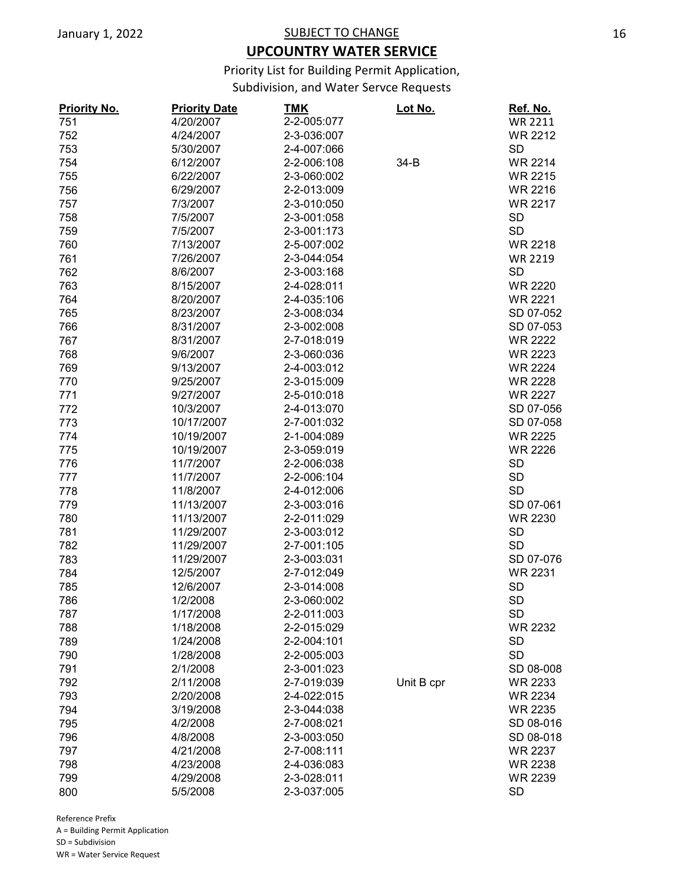SUBJECT TO CHANGE

# UPCOUNTRY WATER SERVICE

Priority List for Building Permit Application, Subdivision, and Water Servce Requests

| Priority No. | Priority Date | TMK | Lot No. | Ref. No. |
|---|---|---|---|---|
| 751 | 4/20/2007 | 2-2-005:077 | | WR 2211 |
| 752 | 4/24/2007 | 2-3-036:007 | | WR 2212 |
| 753 | 5/30/2007 | 2-4-007:066 | | SD |
| 754 | 6/12/2007 | 2-2-006:108 | 34-B | WR 2214 |
| 755 | 6/22/2007 | 2-3-060:002 | | WR 2215 |
| 756 | 6/29/2007 | 2-2-013:009 | | WR 2216 |
| 757 | 7/3/2007 | 2-3-010:050 | | WR 2217 |
| 758 | 7/5/2007 | 2-3-001:058 | | SD |
| 759 | 7/5/2007 | 2-3-001:173 | | SD |
| 760 | 7/13/2007 | 2-5-007:002 | | WR 2218 |
| 761 | 7/26/2007 | 2-3-044:054 | | WR 2219 |
| 762 | 8/6/2007 | 2-3-003:168 | | SD |
| 763 | 8/15/2007 | 2-4-028:011 | | WR 2220 |
| 764 | 8/20/2007 | 2-4-035:106 | | WR 2221 |
| 765 | 8/23/2007 | 2-3-008:034 | | SD 07-052 |
| 766 | 8/31/2007 | 2-3-002:008 | | SD 07-053 |
| 767 | 8/31/2007 | 2-7-018:019 | | WR 2222 |
| 768 | 9/6/2007 | 2-3-060:036 | | WR 2223 |
| 769 | 9/13/2007 | 2-4-003:012 | | WR 2224 |
| 770 | 9/25/2007 | 2-3-015:009 | | WR 2228 |
| 771 | 9/27/2007 | 2-5-010:018 | | WR 2227 |
| 772 | 10/3/2007 | 2-4-013:070 | | SD 07-056 |
| 773 | 10/17/2007 | 2-7-001:032 | | SD 07-058 |
| 774 | 10/19/2007 | 2-1-004:089 | | WR 2225 |
| 775 | 10/19/2007 | 2-3-059:019 | | WR 2226 |
| 776 | 11/7/2007 | 2-2-006:038 | | SD |
| 777 | 11/7/2007 | 2-2-006:104 | | SD |
| 778 | 11/8/2007 | 2-4-012:006 | | SD |
| 779 | 11/13/2007 | 2-3-003:016 | | SD 07-061 |
| 780 | 11/13/2007 | 2-2-011:029 | | WR 2230 |
| 781 | 11/29/2007 | 2-3-003:012 | | SD |
| 782 | 11/29/2007 | 2-7-001:105 | | SD |
| 783 | 11/29/2007 | 2-3-003:031 | | SD 07-076 |
| 784 | 12/5/2007 | 2-7-012:049 | | WR 2231 |
| 785 | 12/6/2007 | 2-3-014:008 | | SD |
| 786 | 1/2/2008 | 2-3-060:002 | | SD |
| 787 | 1/17/2008 | 2-2-011:003 | | SD |
| 788 | 1/18/2008 | 2-2-015:029 | | WR 2232 |
| 789 | 1/24/2008 | 2-2-004:101 | | SD |
| 790 | 1/28/2008 | 2-2-005:003 | | SD |
| 791 | 2/1/2008 | 2-3-001:023 | | SD 08-008 |
| 792 | 2/11/2008 | 2-7-019:039 | Unit B cpr | WR 2233 |
| 793 | 2/20/2008 | 2-4-022:015 | | WR 2234 |
| 794 | 3/19/2008 | 2-3-044:038 | | WR 2235 |
| 795 | 4/2/2008 | 2-7-008:021 | | SD 08-016 |
| 796 | 4/8/2008 | 2-3-003:050 | | SD 08-018 |
| 797 | 4/21/2008 | 2-7-008:111 | | WR 2237 |
| 798 | 4/23/2008 | 2-4-036:083 | | WR 2238 |
| 799 | 4/29/2008 | 2-3-028:011 | | WR 2239 |
| 800 | 5/5/2008 | 2-3-037:005 | | SD |

Reference Prefix
A = Building Permit Application
SD = Subdivision
WR = Water Service Request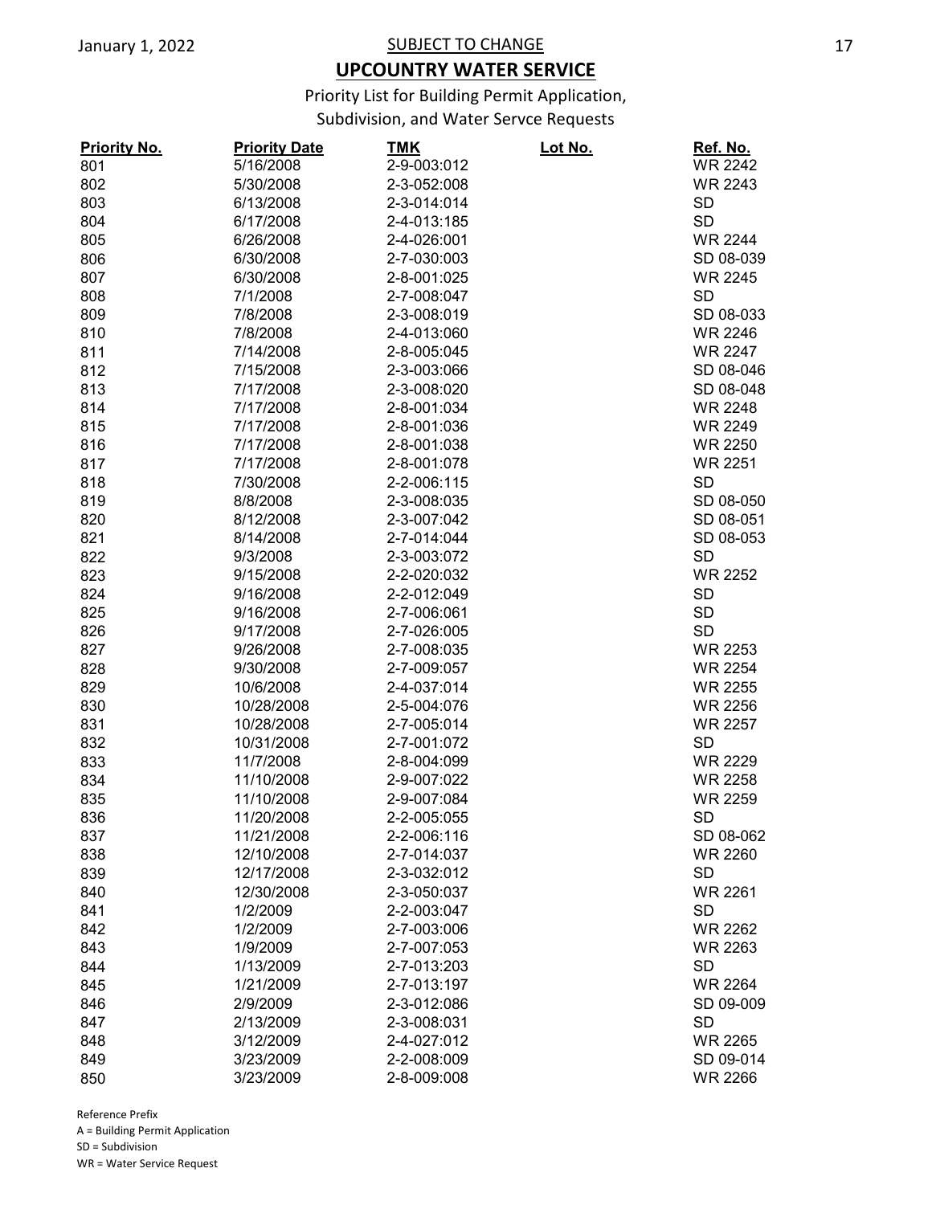SUBJECT TO CHANGE

# UPCOUNTRY WATER SERVICE

Priority List for Building Permit Application, Subdivision, and Water Servce Requests

| Priority No. | Priority Date | TMK | Lot No. | Ref. No. |
|---|---|---|---|---|
| 801 | 5/16/2008 | 2-9-003:012 | | WR 2242 |
| 802 | 5/30/2008 | 2-3-052:008 | | WR 2243 |
| 803 | 6/13/2008 | 2-3-014:014 | | SD |
| 804 | 6/17/2008 | 2-4-013:185 | | SD |
| 805 | 6/26/2008 | 2-4-026:001 | | WR 2244 |
| 806 | 6/30/2008 | 2-7-030:003 | | SD 08-039 |
| 807 | 6/30/2008 | 2-8-001:025 | | WR 2245 |
| 808 | 7/1/2008 | 2-7-008:047 | | SD |
| 809 | 7/8/2008 | 2-3-008:019 | | SD 08-033 |
| 810 | 7/8/2008 | 2-4-013:060 | | WR 2246 |
| 811 | 7/14/2008 | 2-8-005:045 | | WR 2247 |
| 812 | 7/15/2008 | 2-3-003:066 | | SD 08-046 |
| 813 | 7/17/2008 | 2-3-008:020 | | SD 08-048 |
| 814 | 7/17/2008 | 2-8-001:034 | | WR 2248 |
| 815 | 7/17/2008 | 2-8-001:036 | | WR 2249 |
| 816 | 7/17/2008 | 2-8-001:038 | | WR 2250 |
| 817 | 7/17/2008 | 2-8-001:078 | | WR 2251 |
| 818 | 7/30/2008 | 2-2-006:115 | | SD |
| 819 | 8/8/2008 | 2-3-008:035 | | SD 08-050 |
| 820 | 8/12/2008 | 2-3-007:042 | | SD 08-051 |
| 821 | 8/14/2008 | 2-7-014:044 | | SD 08-053 |
| 822 | 9/3/2008 | 2-3-003:072 | | SD |
| 823 | 9/15/2008 | 2-2-020:032 | | WR 2252 |
| 824 | 9/16/2008 | 2-2-012:049 | | SD |
| 825 | 9/16/2008 | 2-7-006:061 | | SD |
| 826 | 9/17/2008 | 2-7-026:005 | | SD |
| 827 | 9/26/2008 | 2-7-008:035 | | WR 2253 |
| 828 | 9/30/2008 | 2-7-009:057 | | WR 2254 |
| 829 | 10/6/2008 | 2-4-037:014 | | WR 2255 |
| 830 | 10/28/2008 | 2-5-004:076 | | WR 2256 |
| 831 | 10/28/2008 | 2-7-005:014 | | WR 2257 |
| 832 | 10/31/2008 | 2-7-001:072 | | SD |
| 833 | 11/7/2008 | 2-8-004:099 | | WR 2229 |
| 834 | 11/10/2008 | 2-9-007:022 | | WR 2258 |
| 835 | 11/10/2008 | 2-9-007:084 | | WR 2259 |
| 836 | 11/20/2008 | 2-2-005:055 | | SD |
| 837 | 11/21/2008 | 2-2-006:116 | | SD 08-062 |
| 838 | 12/10/2008 | 2-7-014:037 | | WR 2260 |
| 839 | 12/17/2008 | 2-3-032:012 | | SD |
| 840 | 12/30/2008 | 2-3-050:037 | | WR 2261 |
| 841 | 1/2/2009 | 2-2-003:047 | | SD |
| 842 | 1/2/2009 | 2-7-003:006 | | WR 2262 |
| 843 | 1/9/2009 | 2-7-007:053 | | WR 2263 |
| 844 | 1/13/2009 | 2-7-013:203 | | SD |
| 845 | 1/21/2009 | 2-7-013:197 | | WR 2264 |
| 846 | 2/9/2009 | 2-3-012:086 | | SD 09-009 |
| 847 | 2/13/2009 | 2-3-008:031 | | SD |
| 848 | 3/12/2009 | 2-4-027:012 | | WR 2265 |
| 849 | 3/23/2009 | 2-2-008:009 | | SD 09-014 |
| 850 | 3/23/2009 | 2-8-009:008 | | WR 2266 |

Reference Prefix
A = Building Permit Application
SD = Subdivision
WR = Water Service Request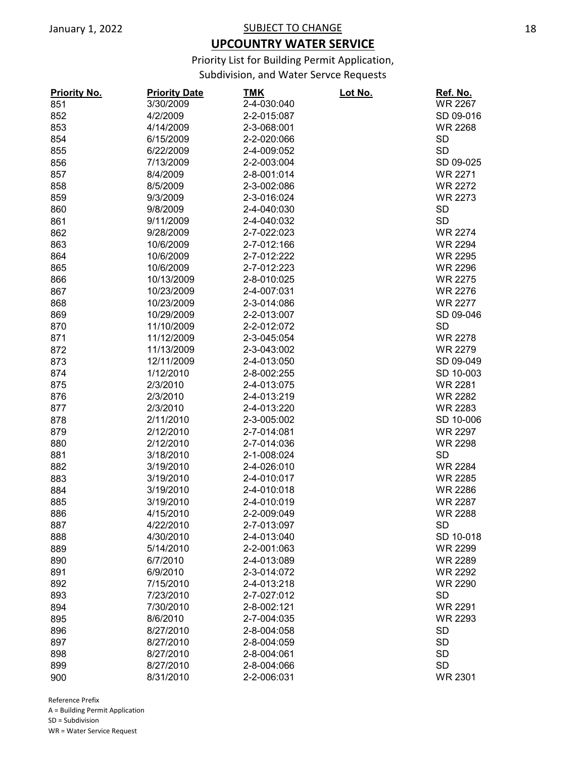SUBJECT TO CHANGE

## UPCOUNTRY WATER SERVICE

Priority List for Building Permit Application,
Subdivision, and Water Servce Requests

| Priority No. | Priority Date | TMK | Lot No. | Ref. No. |
|---|---|---|---|---|
| 851 | 3/30/2009 | 2-4-030:040 | | WR 2267 |
| 852 | 4/2/2009 | 2-2-015:087 | | SD 09-016 |
| 853 | 4/14/2009 | 2-3-068:001 | | WR 2268 |
| 854 | 6/15/2009 | 2-2-020:066 | | SD |
| 855 | 6/22/2009 | 2-4-009:052 | | SD |
| 856 | 7/13/2009 | 2-2-003:004 | | SD 09-025 |
| 857 | 8/4/2009 | 2-8-001:014 | | WR 2271 |
| 858 | 8/5/2009 | 2-3-002:086 | | WR 2272 |
| 859 | 9/3/2009 | 2-3-016:024 | | WR 2273 |
| 860 | 9/8/2009 | 2-4-040:030 | | SD |
| 861 | 9/11/2009 | 2-4-040:032 | | SD |
| 862 | 9/28/2009 | 2-7-022:023 | | WR 2274 |
| 863 | 10/6/2009 | 2-7-012:166 | | WR 2294 |
| 864 | 10/6/2009 | 2-7-012:222 | | WR 2295 |
| 865 | 10/6/2009 | 2-7-012:223 | | WR 2296 |
| 866 | 10/13/2009 | 2-8-010:025 | | WR 2275 |
| 867 | 10/23/2009 | 2-4-007:031 | | WR 2276 |
| 868 | 10/23/2009 | 2-3-014:086 | | WR 2277 |
| 869 | 10/29/2009 | 2-2-013:007 | | SD 09-046 |
| 870 | 11/10/2009 | 2-2-012:072 | | SD |
| 871 | 11/12/2009 | 2-3-045:054 | | WR 2278 |
| 872 | 11/13/2009 | 2-3-043:002 | | WR 2279 |
| 873 | 12/11/2009 | 2-4-013:050 | | SD 09-049 |
| 874 | 1/12/2010 | 2-8-002:255 | | SD 10-003 |
| 875 | 2/3/2010 | 2-4-013:075 | | WR 2281 |
| 876 | 2/3/2010 | 2-4-013:219 | | WR 2282 |
| 877 | 2/3/2010 | 2-4-013:220 | | WR 2283 |
| 878 | 2/11/2010 | 2-3-005:002 | | SD 10-006 |
| 879 | 2/12/2010 | 2-7-014:081 | | WR 2297 |
| 880 | 2/12/2010 | 2-7-014:036 | | WR 2298 |
| 881 | 3/18/2010 | 2-1-008:024 | | SD |
| 882 | 3/19/2010 | 2-4-026:010 | | WR 2284 |
| 883 | 3/19/2010 | 2-4-010:017 | | WR 2285 |
| 884 | 3/19/2010 | 2-4-010:018 | | WR 2286 |
| 885 | 3/19/2010 | 2-4-010:019 | | WR 2287 |
| 886 | 4/15/2010 | 2-2-009:049 | | WR 2288 |
| 887 | 4/22/2010 | 2-7-013:097 | | SD |
| 888 | 4/30/2010 | 2-4-013:040 | | SD 10-018 |
| 889 | 5/14/2010 | 2-2-001:063 | | WR 2299 |
| 890 | 6/7/2010 | 2-4-013:089 | | WR 2289 |
| 891 | 6/9/2010 | 2-3-014:072 | | WR 2292 |
| 892 | 7/15/2010 | 2-4-013:218 | | WR 2290 |
| 893 | 7/23/2010 | 2-7-027:012 | | SD |
| 894 | 7/30/2010 | 2-8-002:121 | | WR 2291 |
| 895 | 8/6/2010 | 2-7-004:035 | | WR 2293 |
| 896 | 8/27/2010 | 2-8-004:058 | | SD |
| 897 | 8/27/2010 | 2-8-004:059 | | SD |
| 898 | 8/27/2010 | 2-8-004:061 | | SD |
| 899 | 8/27/2010 | 2-8-004:066 | | SD |
| 900 | 8/31/2010 | 2-2-006:031 | | WR 2301 |

Reference Prefix
A = Building Permit Application
SD = Subdivision
WR = Water Service Request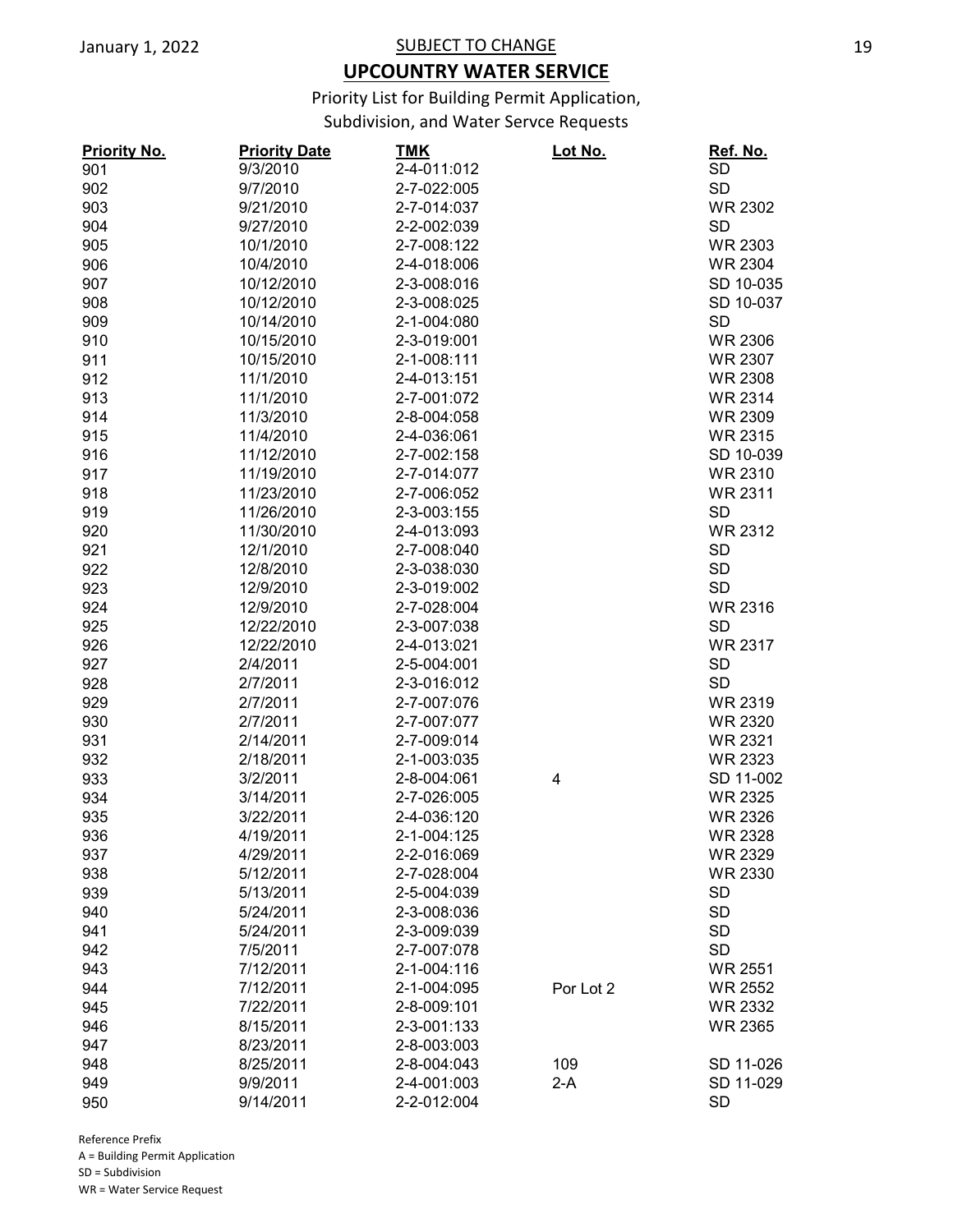SUBJECT TO CHANGE

# UPCOUNTRY WATER SERVICE

Priority List for Building Permit Application, Subdivision, and Water Servce Requests

| Priority No. | Priority Date | TMK | Lot No. | Ref. No. |
|---|---|---|---|---|
| 901 | 9/3/2010 | 2-4-011:012 | | SD |
| 902 | 9/7/2010 | 2-7-022:005 | | SD |
| 903 | 9/21/2010 | 2-7-014:037 | | WR 2302 |
| 904 | 9/27/2010 | 2-2-002:039 | | SD |
| 905 | 10/1/2010 | 2-7-008:122 | | WR 2303 |
| 906 | 10/4/2010 | 2-4-018:006 | | WR 2304 |
| 907 | 10/12/2010 | 2-3-008:016 | | SD 10-035 |
| 908 | 10/12/2010 | 2-3-008:025 | | SD 10-037 |
| 909 | 10/14/2010 | 2-1-004:080 | | SD |
| 910 | 10/15/2010 | 2-3-019:001 | | WR 2306 |
| 911 | 10/15/2010 | 2-1-008:111 | | WR 2307 |
| 912 | 11/1/2010 | 2-4-013:151 | | WR 2308 |
| 913 | 11/1/2010 | 2-7-001:072 | | WR 2314 |
| 914 | 11/3/2010 | 2-8-004:058 | | WR 2309 |
| 915 | 11/4/2010 | 2-4-036:061 | | WR 2315 |
| 916 | 11/12/2010 | 2-7-002:158 | | SD 10-039 |
| 917 | 11/19/2010 | 2-7-014:077 | | WR 2310 |
| 918 | 11/23/2010 | 2-7-006:052 | | WR 2311 |
| 919 | 11/26/2010 | 2-3-003:155 | | SD |
| 920 | 11/30/2010 | 2-4-013:093 | | WR 2312 |
| 921 | 12/1/2010 | 2-7-008:040 | | SD |
| 922 | 12/8/2010 | 2-3-038:030 | | SD |
| 923 | 12/9/2010 | 2-3-019:002 | | SD |
| 924 | 12/9/2010 | 2-7-028:004 | | WR 2316 |
| 925 | 12/22/2010 | 2-3-007:038 | | SD |
| 926 | 12/22/2010 | 2-4-013:021 | | WR 2317 |
| 927 | 2/4/2011 | 2-5-004:001 | | SD |
| 928 | 2/7/2011 | 2-3-016:012 | | SD |
| 929 | 2/7/2011 | 2-7-007:076 | | WR 2319 |
| 930 | 2/7/2011 | 2-7-007:077 | | WR 2320 |
| 931 | 2/14/2011 | 2-7-009:014 | | WR 2321 |
| 932 | 2/18/2011 | 2-1-003:035 | | WR 2323 |
| 933 | 3/2/2011 | 2-8-004:061 | 4 | SD 11-002 |
| 934 | 3/14/2011 | 2-7-026:005 | | WR 2325 |
| 935 | 3/22/2011 | 2-4-036:120 | | WR 2326 |
| 936 | 4/19/2011 | 2-1-004:125 | | WR 2328 |
| 937 | 4/29/2011 | 2-2-016:069 | | WR 2329 |
| 938 | 5/12/2011 | 2-7-028:004 | | WR 2330 |
| 939 | 5/13/2011 | 2-5-004:039 | | SD |
| 940 | 5/24/2011 | 2-3-008:036 | | SD |
| 941 | 5/24/2011 | 2-3-009:039 | | SD |
| 942 | 7/5/2011 | 2-7-007:078 | | SD |
| 943 | 7/12/2011 | 2-1-004:116 | | WR 2551 |
| 944 | 7/12/2011 | 2-1-004:095 | Por Lot 2 | WR 2552 |
| 945 | 7/22/2011 | 2-8-009:101 | | WR 2332 |
| 946 | 8/15/2011 | 2-3-001:133 | | WR 2365 |
| 947 | 8/23/2011 | 2-8-003:003 | | |
| 948 | 8/25/2011 | 2-8-004:043 | 109 | SD 11-026 |
| 949 | 9/9/2011 | 2-4-001:003 | 2-A | SD 11-029 |
| 950 | 9/14/2011 | 2-2-012:004 | | SD |

Reference Prefix
A = Building Permit Application
SD = Subdivision
WR = Water Service Request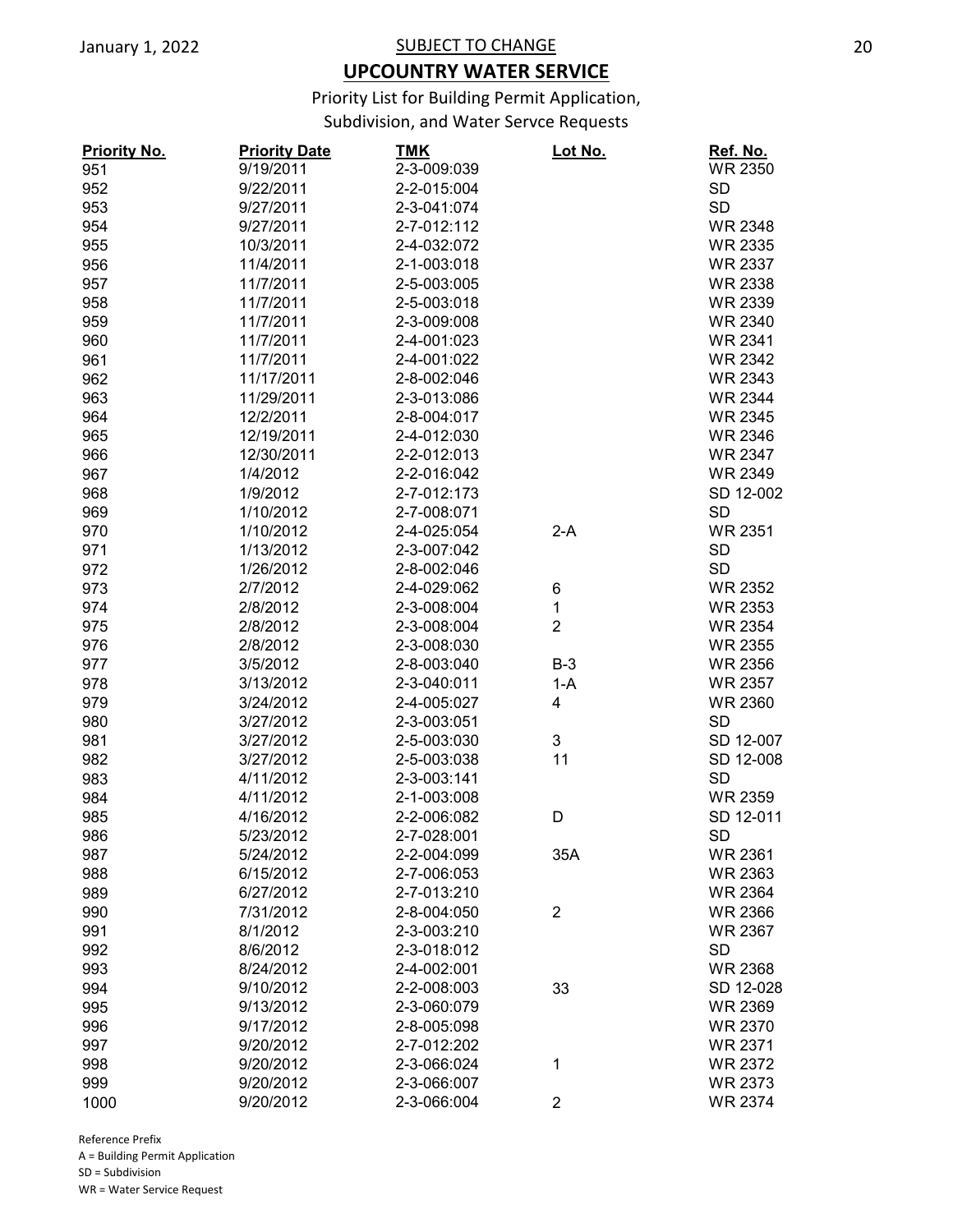SUBJECT TO CHANGE

# UPCOUNTRY WATER SERVICE

Priority List for Building Permit Application, Subdivision, and Water Servce Requests

| Priority No. | Priority Date | TMK | Lot No. | Ref. No. |
|---|---|---|---|---|
| 951 | 9/19/2011 | 2-3-009:039 | | WR 2350 |
| 952 | 9/22/2011 | 2-2-015:004 | | SD |
| 953 | 9/27/2011 | 2-3-041:074 | | SD |
| 954 | 9/27/2011 | 2-7-012:112 | | WR 2348 |
| 955 | 10/3/2011 | 2-4-032:072 | | WR 2335 |
| 956 | 11/4/2011 | 2-1-003:018 | | WR 2337 |
| 957 | 11/7/2011 | 2-5-003:005 | | WR 2338 |
| 958 | 11/7/2011 | 2-5-003:018 | | WR 2339 |
| 959 | 11/7/2011 | 2-3-009:008 | | WR 2340 |
| 960 | 11/7/2011 | 2-4-001:023 | | WR 2341 |
| 961 | 11/7/2011 | 2-4-001:022 | | WR 2342 |
| 962 | 11/17/2011 | 2-8-002:046 | | WR 2343 |
| 963 | 11/29/2011 | 2-3-013:086 | | WR 2344 |
| 964 | 12/2/2011 | 2-8-004:017 | | WR 2345 |
| 965 | 12/19/2011 | 2-4-012:030 | | WR 2346 |
| 966 | 12/30/2011 | 2-2-012:013 | | WR 2347 |
| 967 | 1/4/2012 | 2-2-016:042 | | WR 2349 |
| 968 | 1/9/2012 | 2-7-012:173 | | SD 12-002 |
| 969 | 1/10/2012 | 2-7-008:071 | | SD |
| 970 | 1/10/2012 | 2-4-025:054 | 2-A | WR 2351 |
| 971 | 1/13/2012 | 2-3-007:042 | | SD |
| 972 | 1/26/2012 | 2-8-002:046 | | SD |
| 973 | 2/7/2012 | 2-4-029:062 | 6 | WR 2352 |
| 974 | 2/8/2012 | 2-3-008:004 | 1 | WR 2353 |
| 975 | 2/8/2012 | 2-3-008:004 | 2 | WR 2354 |
| 976 | 2/8/2012 | 2-3-008:030 | | WR 2355 |
| 977 | 3/5/2012 | 2-8-003:040 | B-3 | WR 2356 |
| 978 | 3/13/2012 | 2-3-040:011 | 1-A | WR 2357 |
| 979 | 3/24/2012 | 2-4-005:027 | 4 | WR 2360 |
| 980 | 3/27/2012 | 2-3-003:051 | | SD |
| 981 | 3/27/2012 | 2-5-003:030 | 3 | SD 12-007 |
| 982 | 3/27/2012 | 2-5-003:038 | 11 | SD 12-008 |
| 983 | 4/11/2012 | 2-3-003:141 | | SD |
| 984 | 4/11/2012 | 2-1-003:008 | | WR 2359 |
| 985 | 4/16/2012 | 2-2-006:082 | D | SD 12-011 |
| 986 | 5/23/2012 | 2-7-028:001 | | SD |
| 987 | 5/24/2012 | 2-2-004:099 | 35A | WR 2361 |
| 988 | 6/15/2012 | 2-7-006:053 | | WR 2363 |
| 989 | 6/27/2012 | 2-7-013:210 | | WR 2364 |
| 990 | 7/31/2012 | 2-8-004:050 | 2 | WR 2366 |
| 991 | 8/1/2012 | 2-3-003:210 | | WR 2367 |
| 992 | 8/6/2012 | 2-3-018:012 | | SD |
| 993 | 8/24/2012 | 2-4-002:001 | | WR 2368 |
| 994 | 9/10/2012 | 2-2-008:003 | 33 | SD 12-028 |
| 995 | 9/13/2012 | 2-3-060:079 | | WR 2369 |
| 996 | 9/17/2012 | 2-8-005:098 | | WR 2370 |
| 997 | 9/20/2012 | 2-7-012:202 | | WR 2371 |
| 998 | 9/20/2012 | 2-3-066:024 | 1 | WR 2372 |
| 999 | 9/20/2012 | 2-3-066:007 | | WR 2373 |
| 1000 | 9/20/2012 | 2-3-066:004 | 2 | WR 2374 |

Reference Prefix
A = Building Permit Application
SD = Subdivision
WR = Water Service Request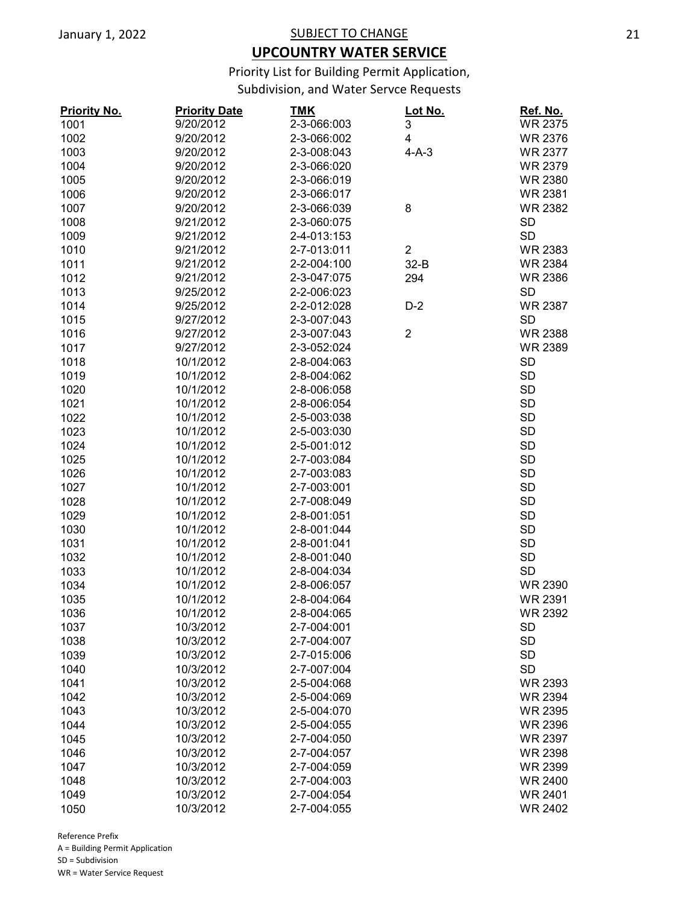SUBJECT TO CHANGE

# UPCOUNTRY WATER SERVICE

Priority List for Building Permit Application,
Subdivision, and Water Servce Requests

| Priority No. | Priority Date | TMK | Lot No. | Ref. No. |
|---|---|---|---|---|
| 1001 | 9/20/2012 | 2-3-066:003 | 3 | WR 2375 |
| 1002 | 9/20/2012 | 2-3-066:002 | 4 | WR 2376 |
| 1003 | 9/20/2012 | 2-3-008:043 | 4-A-3 | WR 2377 |
| 1004 | 9/20/2012 | 2-3-066:020 | | WR 2379 |
| 1005 | 9/20/2012 | 2-3-066:019 | | WR 2380 |
| 1006 | 9/20/2012 | 2-3-066:017 | | WR 2381 |
| 1007 | 9/20/2012 | 2-3-066:039 | 8 | WR 2382 |
| 1008 | 9/21/2012 | 2-3-060:075 | | SD |
| 1009 | 9/21/2012 | 2-4-013:153 | | SD |
| 1010 | 9/21/2012 | 2-7-013:011 | 2 | WR 2383 |
| 1011 | 9/21/2012 | 2-2-004:100 | 32-B | WR 2384 |
| 1012 | 9/21/2012 | 2-3-047:075 | 294 | WR 2386 |
| 1013 | 9/25/2012 | 2-2-006:023 | | SD |
| 1014 | 9/25/2012 | 2-2-012:028 | D-2 | WR 2387 |
| 1015 | 9/27/2012 | 2-3-007:043 | | SD |
| 1016 | 9/27/2012 | 2-3-007:043 | 2 | WR 2388 |
| 1017 | 9/27/2012 | 2-3-052:024 | | WR 2389 |
| 1018 | 10/1/2012 | 2-8-004:063 | | SD |
| 1019 | 10/1/2012 | 2-8-004:062 | | SD |
| 1020 | 10/1/2012 | 2-8-006:058 | | SD |
| 1021 | 10/1/2012 | 2-8-006:054 | | SD |
| 1022 | 10/1/2012 | 2-5-003:038 | | SD |
| 1023 | 10/1/2012 | 2-5-003:030 | | SD |
| 1024 | 10/1/2012 | 2-5-001:012 | | SD |
| 1025 | 10/1/2012 | 2-7-003:084 | | SD |
| 1026 | 10/1/2012 | 2-7-003:083 | | SD |
| 1027 | 10/1/2012 | 2-7-003:001 | | SD |
| 1028 | 10/1/2012 | 2-7-008:049 | | SD |
| 1029 | 10/1/2012 | 2-8-001:051 | | SD |
| 1030 | 10/1/2012 | 2-8-001:044 | | SD |
| 1031 | 10/1/2012 | 2-8-001:041 | | SD |
| 1032 | 10/1/2012 | 2-8-001:040 | | SD |
| 1033 | 10/1/2012 | 2-8-004:034 | | SD |
| 1034 | 10/1/2012 | 2-8-006:057 | | WR 2390 |
| 1035 | 10/1/2012 | 2-8-004:064 | | WR 2391 |
| 1036 | 10/1/2012 | 2-8-004:065 | | WR 2392 |
| 1037 | 10/3/2012 | 2-7-004:001 | | SD |
| 1038 | 10/3/2012 | 2-7-004:007 | | SD |
| 1039 | 10/3/2012 | 2-7-015:006 | | SD |
| 1040 | 10/3/2012 | 2-7-007:004 | | SD |
| 1041 | 10/3/2012 | 2-5-004:068 | | WR 2393 |
| 1042 | 10/3/2012 | 2-5-004:069 | | WR 2394 |
| 1043 | 10/3/2012 | 2-5-004:070 | | WR 2395 |
| 1044 | 10/3/2012 | 2-5-004:055 | | WR 2396 |
| 1045 | 10/3/2012 | 2-7-004:050 | | WR 2397 |
| 1046 | 10/3/2012 | 2-7-004:057 | | WR 2398 |
| 1047 | 10/3/2012 | 2-7-004:059 | | WR 2399 |
| 1048 | 10/3/2012 | 2-7-004:003 | | WR 2400 |
| 1049 | 10/3/2012 | 2-7-004:054 | | WR 2401 |
| 1050 | 10/3/2012 | 2-7-004:055 | | WR 2402 |

Reference Prefix
A = Building Permit Application
SD = Subdivision
WR = Water Service Request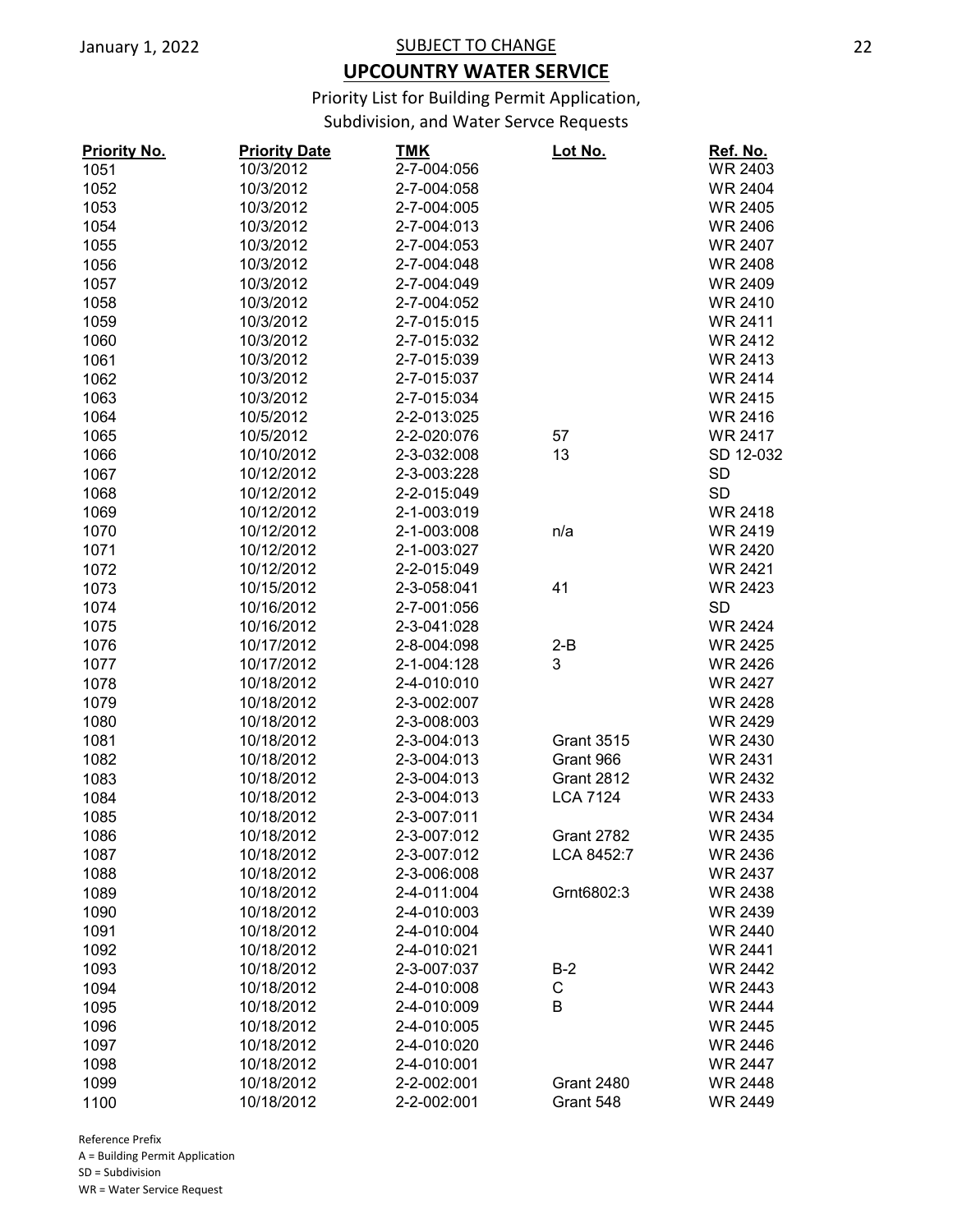SUBJECT TO CHANGE

# UPCOUNTRY WATER SERVICE

Priority List for Building Permit Application, Subdivision, and Water Servce Requests

| Priority No. | Priority Date | TMK | Lot No. | Ref. No. |
|---|---|---|---|---|
| 1051 | 10/3/2012 | 2-7-004:056 | | WR 2403 |
| 1052 | 10/3/2012 | 2-7-004:058 | | WR 2404 |
| 1053 | 10/3/2012 | 2-7-004:005 | | WR 2405 |
| 1054 | 10/3/2012 | 2-7-004:013 | | WR 2406 |
| 1055 | 10/3/2012 | 2-7-004:053 | | WR 2407 |
| 1056 | 10/3/2012 | 2-7-004:048 | | WR 2408 |
| 1057 | 10/3/2012 | 2-7-004:049 | | WR 2409 |
| 1058 | 10/3/2012 | 2-7-004:052 | | WR 2410 |
| 1059 | 10/3/2012 | 2-7-015:015 | | WR 2411 |
| 1060 | 10/3/2012 | 2-7-015:032 | | WR 2412 |
| 1061 | 10/3/2012 | 2-7-015:039 | | WR 2413 |
| 1062 | 10/3/2012 | 2-7-015:037 | | WR 2414 |
| 1063 | 10/3/2012 | 2-7-015:034 | | WR 2415 |
| 1064 | 10/5/2012 | 2-2-013:025 | | WR 2416 |
| 1065 | 10/5/2012 | 2-2-020:076 | 57 | WR 2417 |
| 1066 | 10/10/2012 | 2-3-032:008 | 13 | SD 12-032 |
| 1067 | 10/12/2012 | 2-3-003:228 | | SD |
| 1068 | 10/12/2012 | 2-2-015:049 | | SD |
| 1069 | 10/12/2012 | 2-1-003:019 | | WR 2418 |
| 1070 | 10/12/2012 | 2-1-003:008 | n/a | WR 2419 |
| 1071 | 10/12/2012 | 2-1-003:027 | | WR 2420 |
| 1072 | 10/12/2012 | 2-2-015:049 | | WR 2421 |
| 1073 | 10/15/2012 | 2-3-058:041 | 41 | WR 2423 |
| 1074 | 10/16/2012 | 2-7-001:056 | | SD |
| 1075 | 10/16/2012 | 2-3-041:028 | | WR 2424 |
| 1076 | 10/17/2012 | 2-8-004:098 | 2-B | WR 2425 |
| 1077 | 10/17/2012 | 2-1-004:128 | 3 | WR 2426 |
| 1078 | 10/18/2012 | 2-4-010:010 | | WR 2427 |
| 1079 | 10/18/2012 | 2-3-002:007 | | WR 2428 |
| 1080 | 10/18/2012 | 2-3-008:003 | | WR 2429 |
| 1081 | 10/18/2012 | 2-3-004:013 | Grant 3515 | WR 2430 |
| 1082 | 10/18/2012 | 2-3-004:013 | Grant 966 | WR 2431 |
| 1083 | 10/18/2012 | 2-3-004:013 | Grant 2812 | WR 2432 |
| 1084 | 10/18/2012 | 2-3-004:013 | LCA 7124 | WR 2433 |
| 1085 | 10/18/2012 | 2-3-007:011 | | WR 2434 |
| 1086 | 10/18/2012 | 2-3-007:012 | Grant 2782 | WR 2435 |
| 1087 | 10/18/2012 | 2-3-007:012 | LCA 8452:7 | WR 2436 |
| 1088 | 10/18/2012 | 2-3-006:008 | | WR 2437 |
| 1089 | 10/18/2012 | 2-4-011:004 | Grnt6802:3 | WR 2438 |
| 1090 | 10/18/2012 | 2-4-010:003 | | WR 2439 |
| 1091 | 10/18/2012 | 2-4-010:004 | | WR 2440 |
| 1092 | 10/18/2012 | 2-4-010:021 | | WR 2441 |
| 1093 | 10/18/2012 | 2-3-007:037 | B-2 | WR 2442 |
| 1094 | 10/18/2012 | 2-4-010:008 | C | WR 2443 |
| 1095 | 10/18/2012 | 2-4-010:009 | B | WR 2444 |
| 1096 | 10/18/2012 | 2-4-010:005 | | WR 2445 |
| 1097 | 10/18/2012 | 2-4-010:020 | | WR 2446 |
| 1098 | 10/18/2012 | 2-4-010:001 | | WR 2447 |
| 1099 | 10/18/2012 | 2-2-002:001 | Grant 2480 | WR 2448 |
| 1100 | 10/18/2012 | 2-2-002:001 | Grant 548 | WR 2449 |

Reference Prefix
A = Building Permit Application
SD = Subdivision
WR = Water Service Request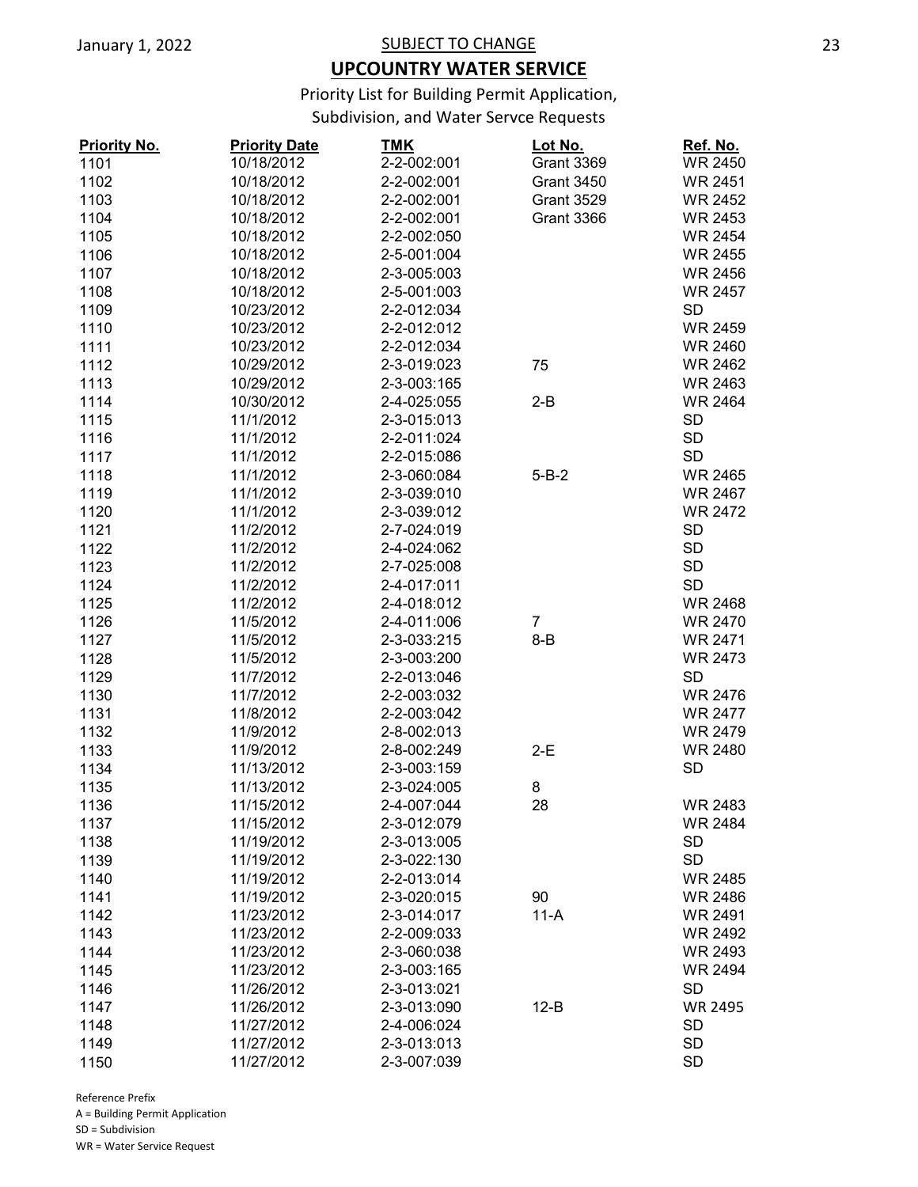SUBJECT TO CHANGE

# UPCOUNTRY WATER SERVICE

Priority List for Building Permit Application, Subdivision, and Water Servce Requests

| Priority No. | Priority Date | TMK | Lot No. | Ref. No. |
|---|---|---|---|---|
| 1101 | 10/18/2012 | 2-2-002:001 | Grant 3369 | WR 2450 |
| 1102 | 10/18/2012 | 2-2-002:001 | Grant 3450 | WR 2451 |
| 1103 | 10/18/2012 | 2-2-002:001 | Grant 3529 | WR 2452 |
| 1104 | 10/18/2012 | 2-2-002:001 | Grant 3366 | WR 2453 |
| 1105 | 10/18/2012 | 2-2-002:050 | | WR 2454 |
| 1106 | 10/18/2012 | 2-5-001:004 | | WR 2455 |
| 1107 | 10/18/2012 | 2-3-005:003 | | WR 2456 |
| 1108 | 10/18/2012 | 2-5-001:003 | | WR 2457 |
| 1109 | 10/23/2012 | 2-2-012:034 | | SD |
| 1110 | 10/23/2012 | 2-2-012:012 | | WR 2459 |
| 1111 | 10/23/2012 | 2-2-012:034 | | WR 2460 |
| 1112 | 10/29/2012 | 2-3-019:023 | 75 | WR 2462 |
| 1113 | 10/29/2012 | 2-3-003:165 | | WR 2463 |
| 1114 | 10/30/2012 | 2-4-025:055 | 2-B | WR 2464 |
| 1115 | 11/1/2012 | 2-3-015:013 | | SD |
| 1116 | 11/1/2012 | 2-2-011:024 | | SD |
| 1117 | 11/1/2012 | 2-2-015:086 | | SD |
| 1118 | 11/1/2012 | 2-3-060:084 | 5-B-2 | WR 2465 |
| 1119 | 11/1/2012 | 2-3-039:010 | | WR 2467 |
| 1120 | 11/1/2012 | 2-3-039:012 | | WR 2472 |
| 1121 | 11/2/2012 | 2-7-024:019 | | SD |
| 1122 | 11/2/2012 | 2-4-024:062 | | SD |
| 1123 | 11/2/2012 | 2-7-025:008 | | SD |
| 1124 | 11/2/2012 | 2-4-017:011 | | SD |
| 1125 | 11/2/2012 | 2-4-018:012 | | WR 2468 |
| 1126 | 11/5/2012 | 2-4-011:006 | 7 | WR 2470 |
| 1127 | 11/5/2012 | 2-3-033:215 | 8-B | WR 2471 |
| 1128 | 11/5/2012 | 2-3-003:200 | | WR 2473 |
| 1129 | 11/7/2012 | 2-2-013:046 | | SD |
| 1130 | 11/7/2012 | 2-2-003:032 | | WR 2476 |
| 1131 | 11/8/2012 | 2-2-003:042 | | WR 2477 |
| 1132 | 11/9/2012 | 2-8-002:013 | | WR 2479 |
| 1133 | 11/9/2012 | 2-8-002:249 | 2-E | WR 2480 |
| 1134 | 11/13/2012 | 2-3-003:159 | | SD |
| 1135 | 11/13/2012 | 2-3-024:005 | 8 | |
| 1136 | 11/15/2012 | 2-4-007:044 | 28 | WR 2483 |
| 1137 | 11/15/2012 | 2-3-012:079 | | WR 2484 |
| 1138 | 11/19/2012 | 2-3-013:005 | | SD |
| 1139 | 11/19/2012 | 2-3-022:130 | | SD |
| 1140 | 11/19/2012 | 2-2-013:014 | | WR 2485 |
| 1141 | 11/19/2012 | 2-3-020:015 | 90 | WR 2486 |
| 1142 | 11/23/2012 | 2-3-014:017 | 11-A | WR 2491 |
| 1143 | 11/23/2012 | 2-2-009:033 | | WR 2492 |
| 1144 | 11/23/2012 | 2-3-060:038 | | WR 2493 |
| 1145 | 11/23/2012 | 2-3-003:165 | | WR 2494 |
| 1146 | 11/26/2012 | 2-3-013:021 | | SD |
| 1147 | 11/26/2012 | 2-3-013:090 | 12-B | WR 2495 |
| 1148 | 11/27/2012 | 2-4-006:024 | | SD |
| 1149 | 11/27/2012 | 2-3-013:013 | | SD |
| 1150 | 11/27/2012 | 2-3-007:039 | | SD |

Reference Prefix
A = Building Permit Application
SD = Subdivision
WR = Water Service Request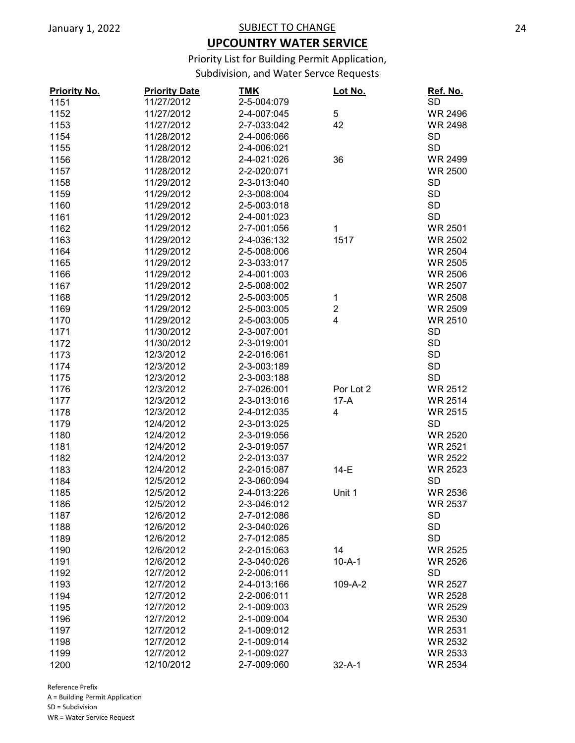SUBJECT TO CHANGE

# UPCOUNTRY WATER SERVICE

Priority List for Building Permit Application,
Subdivision, and Water Servce Requests

| Priority No. | Priority Date | TMK | Lot No. | Ref. No. |
|---|---|---|---|---|
| 1151 | 11/27/2012 | 2-5-004:079 | | SD |
| 1152 | 11/27/2012 | 2-4-007:045 | 5 | WR 2496 |
| 1153 | 11/27/2012 | 2-7-033:042 | 42 | WR 2498 |
| 1154 | 11/28/2012 | 2-4-006:066 | | SD |
| 1155 | 11/28/2012 | 2-4-006:021 | | SD |
| 1156 | 11/28/2012 | 2-4-021:026 | 36 | WR 2499 |
| 1157 | 11/28/2012 | 2-2-020:071 | | WR 2500 |
| 1158 | 11/29/2012 | 2-3-013:040 | | SD |
| 1159 | 11/29/2012 | 2-3-008:004 | | SD |
| 1160 | 11/29/2012 | 2-5-003:018 | | SD |
| 1161 | 11/29/2012 | 2-4-001:023 | | SD |
| 1162 | 11/29/2012 | 2-7-001:056 | 1 | WR 2501 |
| 1163 | 11/29/2012 | 2-4-036:132 | 1517 | WR 2502 |
| 1164 | 11/29/2012 | 2-5-008:006 | | WR 2504 |
| 1165 | 11/29/2012 | 2-3-033:017 | | WR 2505 |
| 1166 | 11/29/2012 | 2-4-001:003 | | WR 2506 |
| 1167 | 11/29/2012 | 2-5-008:002 | | WR 2507 |
| 1168 | 11/29/2012 | 2-5-003:005 | 1 | WR 2508 |
| 1169 | 11/29/2012 | 2-5-003:005 | 2 | WR 2509 |
| 1170 | 11/29/2012 | 2-5-003:005 | 4 | WR 2510 |
| 1171 | 11/30/2012 | 2-3-007:001 | | SD |
| 1172 | 11/30/2012 | 2-3-019:001 | | SD |
| 1173 | 12/3/2012 | 2-2-016:061 | | SD |
| 1174 | 12/3/2012 | 2-3-003:189 | | SD |
| 1175 | 12/3/2012 | 2-3-003:188 | | SD |
| 1176 | 12/3/2012 | 2-7-026:001 | Por Lot 2 | WR 2512 |
| 1177 | 12/3/2012 | 2-3-013:016 | 17-A | WR 2514 |
| 1178 | 12/3/2012 | 2-4-012:035 | 4 | WR 2515 |
| 1179 | 12/4/2012 | 2-3-013:025 | | SD |
| 1180 | 12/4/2012 | 2-3-019:056 | | WR 2520 |
| 1181 | 12/4/2012 | 2-3-019:057 | | WR 2521 |
| 1182 | 12/4/2012 | 2-2-013:037 | | WR 2522 |
| 1183 | 12/4/2012 | 2-2-015:087 | 14-E | WR 2523 |
| 1184 | 12/5/2012 | 2-3-060:094 | | SD |
| 1185 | 12/5/2012 | 2-4-013:226 | Unit 1 | WR 2536 |
| 1186 | 12/5/2012 | 2-3-046:012 | | WR 2537 |
| 1187 | 12/6/2012 | 2-7-012:086 | | SD |
| 1188 | 12/6/2012 | 2-3-040:026 | | SD |
| 1189 | 12/6/2012 | 2-7-012:085 | | SD |
| 1190 | 12/6/2012 | 2-2-015:063 | 14 | WR 2525 |
| 1191 | 12/6/2012 | 2-3-040:026 | 10-A-1 | WR 2526 |
| 1192 | 12/7/2012 | 2-2-006:011 | | SD |
| 1193 | 12/7/2012 | 2-4-013:166 | 109-A-2 | WR 2527 |
| 1194 | 12/7/2012 | 2-2-006:011 | | WR 2528 |
| 1195 | 12/7/2012 | 2-1-009:003 | | WR 2529 |
| 1196 | 12/7/2012 | 2-1-009:004 | | WR 2530 |
| 1197 | 12/7/2012 | 2-1-009:012 | | WR 2531 |
| 1198 | 12/7/2012 | 2-1-009:014 | | WR 2532 |
| 1199 | 12/7/2012 | 2-1-009:027 | | WR 2533 |
| 1200 | 12/10/2012 | 2-7-009:060 | 32-A-1 | WR 2534 |

Reference Prefix
A = Building Permit Application
SD = Subdivision
WR = Water Service Request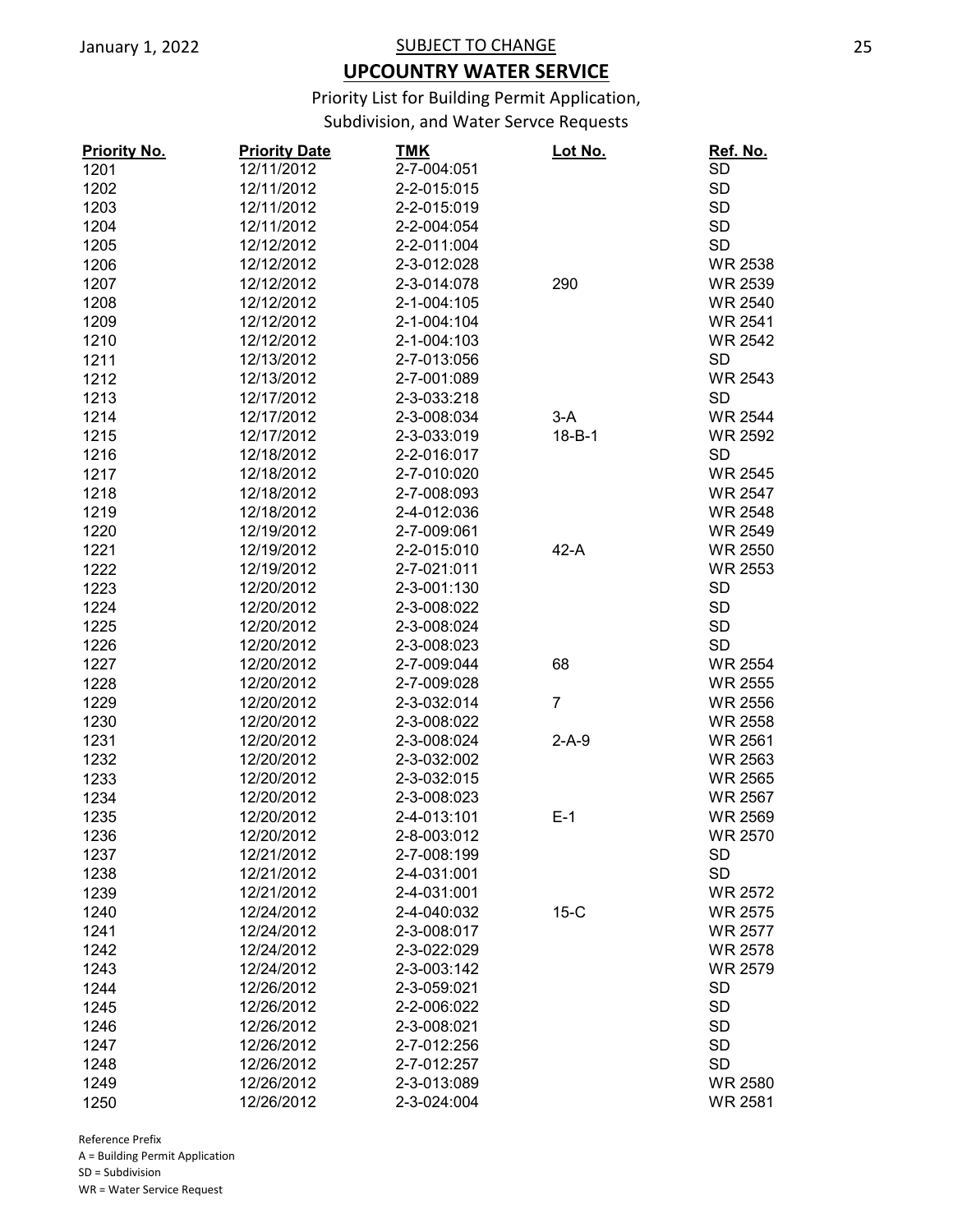SUBJECT TO CHANGE

# UPCOUNTRY WATER SERVICE

Priority List for Building Permit Application, Subdivision, and Water Servce Requests

| Priority No. | Priority Date | TMK | Lot No. | Ref. No. |
|---|---|---|---|---|
| 1201 | 12/11/2012 | 2-7-004:051 | | SD |
| 1202 | 12/11/2012 | 2-2-015:015 | | SD |
| 1203 | 12/11/2012 | 2-2-015:019 | | SD |
| 1204 | 12/11/2012 | 2-2-004:054 | | SD |
| 1205 | 12/12/2012 | 2-2-011:004 | | SD |
| 1206 | 12/12/2012 | 2-3-012:028 | | WR 2538 |
| 1207 | 12/12/2012 | 2-3-014:078 | 290 | WR 2539 |
| 1208 | 12/12/2012 | 2-1-004:105 | | WR 2540 |
| 1209 | 12/12/2012 | 2-1-004:104 | | WR 2541 |
| 1210 | 12/12/2012 | 2-1-004:103 | | WR 2542 |
| 1211 | 12/13/2012 | 2-7-013:056 | | SD |
| 1212 | 12/13/2012 | 2-7-001:089 | | WR 2543 |
| 1213 | 12/17/2012 | 2-3-033:218 | | SD |
| 1214 | 12/17/2012 | 2-3-008:034 | 3-A | WR 2544 |
| 1215 | 12/17/2012 | 2-3-033:019 | 18-B-1 | WR 2592 |
| 1216 | 12/18/2012 | 2-2-016:017 | | SD |
| 1217 | 12/18/2012 | 2-7-010:020 | | WR 2545 |
| 1218 | 12/18/2012 | 2-7-008:093 | | WR 2547 |
| 1219 | 12/18/2012 | 2-4-012:036 | | WR 2548 |
| 1220 | 12/19/2012 | 2-7-009:061 | | WR 2549 |
| 1221 | 12/19/2012 | 2-2-015:010 | 42-A | WR 2550 |
| 1222 | 12/19/2012 | 2-7-021:011 | | WR 2553 |
| 1223 | 12/20/2012 | 2-3-001:130 | | SD |
| 1224 | 12/20/2012 | 2-3-008:022 | | SD |
| 1225 | 12/20/2012 | 2-3-008:024 | | SD |
| 1226 | 12/20/2012 | 2-3-008:023 | | SD |
| 1227 | 12/20/2012 | 2-7-009:044 | 68 | WR 2554 |
| 1228 | 12/20/2012 | 2-7-009:028 | | WR 2555 |
| 1229 | 12/20/2012 | 2-3-032:014 | 7 | WR 2556 |
| 1230 | 12/20/2012 | 2-3-008:022 | | WR 2558 |
| 1231 | 12/20/2012 | 2-3-008:024 | 2-A-9 | WR 2561 |
| 1232 | 12/20/2012 | 2-3-032:002 | | WR 2563 |
| 1233 | 12/20/2012 | 2-3-032:015 | | WR 2565 |
| 1234 | 12/20/2012 | 2-3-008:023 | | WR 2567 |
| 1235 | 12/20/2012 | 2-4-013:101 | E-1 | WR 2569 |
| 1236 | 12/20/2012 | 2-8-003:012 | | WR 2570 |
| 1237 | 12/21/2012 | 2-7-008:199 | | SD |
| 1238 | 12/21/2012 | 2-4-031:001 | | SD |
| 1239 | 12/21/2012 | 2-4-031:001 | | WR 2572 |
| 1240 | 12/24/2012 | 2-4-040:032 | 15-C | WR 2575 |
| 1241 | 12/24/2012 | 2-3-008:017 | | WR 2577 |
| 1242 | 12/24/2012 | 2-3-022:029 | | WR 2578 |
| 1243 | 12/24/2012 | 2-3-003:142 | | WR 2579 |
| 1244 | 12/26/2012 | 2-3-059:021 | | SD |
| 1245 | 12/26/2012 | 2-2-006:022 | | SD |
| 1246 | 12/26/2012 | 2-3-008:021 | | SD |
| 1247 | 12/26/2012 | 2-7-012:256 | | SD |
| 1248 | 12/26/2012 | 2-7-012:257 | | SD |
| 1249 | 12/26/2012 | 2-3-013:089 | | WR 2580 |
| 1250 | 12/26/2012 | 2-3-024:004 | | WR 2581 |

Reference Prefix
A = Building Permit Application
SD = Subdivision
WR = Water Service Request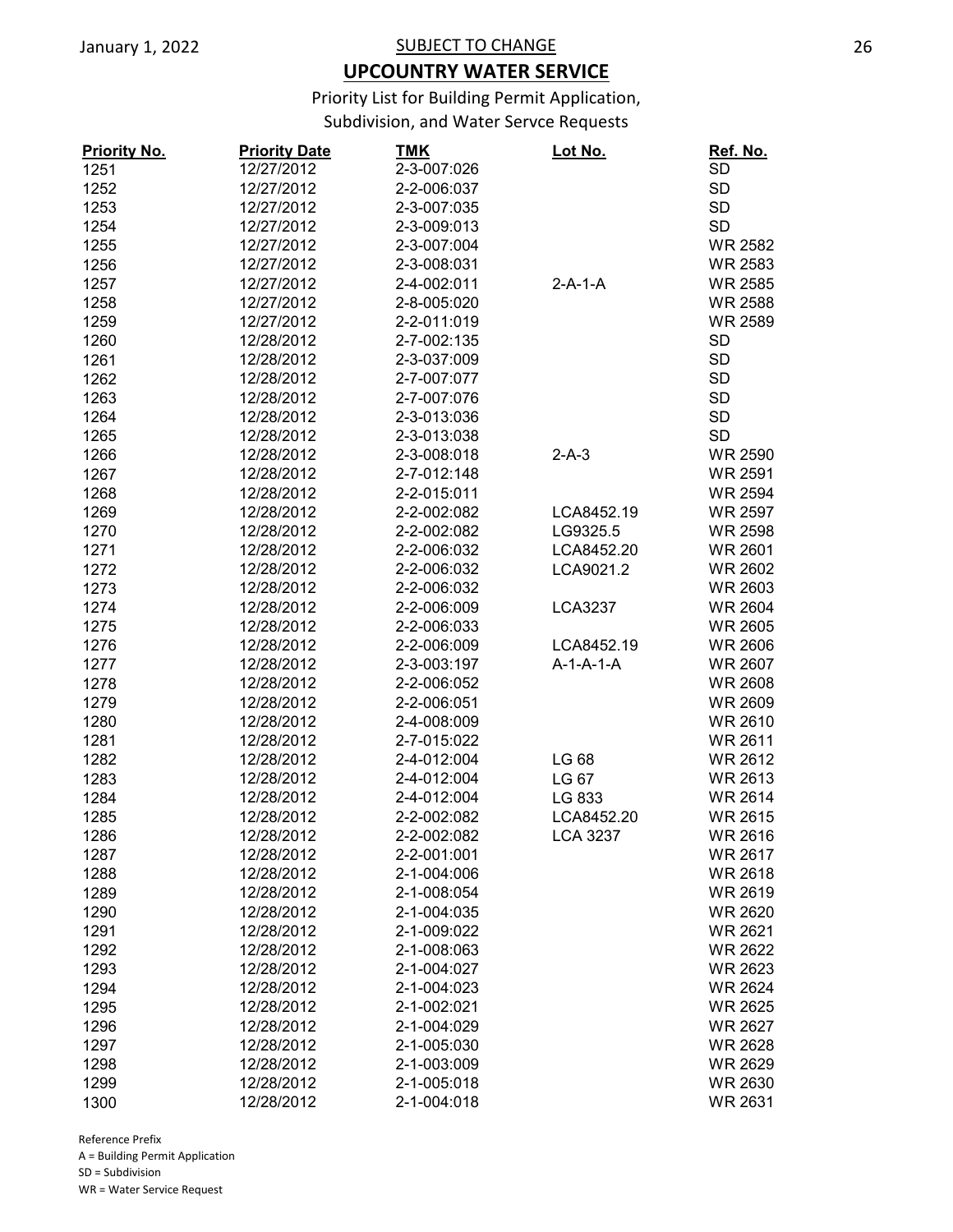SUBJECT TO CHANGE

## UPCOUNTRY WATER SERVICE

Priority List for Building Permit Application, Subdivision, and Water Servce Requests

| Priority No. | Priority Date | TMK | Lot No. | Ref. No. |
|---|---|---|---|---|
| 1251 | 12/27/2012 | 2-3-007:026 | | SD |
| 1252 | 12/27/2012 | 2-2-006:037 | | SD |
| 1253 | 12/27/2012 | 2-3-007:035 | | SD |
| 1254 | 12/27/2012 | 2-3-009:013 | | SD |
| 1255 | 12/27/2012 | 2-3-007:004 | | WR 2582 |
| 1256 | 12/27/2012 | 2-3-008:031 | | WR 2583 |
| 1257 | 12/27/2012 | 2-4-002:011 | 2-A-1-A | WR 2585 |
| 1258 | 12/27/2012 | 2-8-005:020 | | WR 2588 |
| 1259 | 12/27/2012 | 2-2-011:019 | | WR 2589 |
| 1260 | 12/28/2012 | 2-7-002:135 | | SD |
| 1261 | 12/28/2012 | 2-3-037:009 | | SD |
| 1262 | 12/28/2012 | 2-7-007:077 | | SD |
| 1263 | 12/28/2012 | 2-7-007:076 | | SD |
| 1264 | 12/28/2012 | 2-3-013:036 | | SD |
| 1265 | 12/28/2012 | 2-3-013:038 | | SD |
| 1266 | 12/28/2012 | 2-3-008:018 | 2-A-3 | WR 2590 |
| 1267 | 12/28/2012 | 2-7-012:148 | | WR 2591 |
| 1268 | 12/28/2012 | 2-2-015:011 | | WR 2594 |
| 1269 | 12/28/2012 | 2-2-002:082 | LCA8452.19 | WR 2597 |
| 1270 | 12/28/2012 | 2-2-002:082 | LG9325.5 | WR 2598 |
| 1271 | 12/28/2012 | 2-2-006:032 | LCA8452.20 | WR 2601 |
| 1272 | 12/28/2012 | 2-2-006:032 | LCA9021.2 | WR 2602 |
| 1273 | 12/28/2012 | 2-2-006:032 | | WR 2603 |
| 1274 | 12/28/2012 | 2-2-006:009 | LCA3237 | WR 2604 |
| 1275 | 12/28/2012 | 2-2-006:033 | | WR 2605 |
| 1276 | 12/28/2012 | 2-2-006:009 | LCA8452.19 | WR 2606 |
| 1277 | 12/28/2012 | 2-3-003:197 | A-1-A-1-A | WR 2607 |
| 1278 | 12/28/2012 | 2-2-006:052 | | WR 2608 |
| 1279 | 12/28/2012 | 2-2-006:051 | | WR 2609 |
| 1280 | 12/28/2012 | 2-4-008:009 | | WR 2610 |
| 1281 | 12/28/2012 | 2-7-015:022 | | WR 2611 |
| 1282 | 12/28/2012 | 2-4-012:004 | LG 68 | WR 2612 |
| 1283 | 12/28/2012 | 2-4-012:004 | LG 67 | WR 2613 |
| 1284 | 12/28/2012 | 2-4-012:004 | LG 833 | WR 2614 |
| 1285 | 12/28/2012 | 2-2-002:082 | LCA8452.20 | WR 2615 |
| 1286 | 12/28/2012 | 2-2-002:082 | LCA 3237 | WR 2616 |
| 1287 | 12/28/2012 | 2-2-001:001 | | WR 2617 |
| 1288 | 12/28/2012 | 2-1-004:006 | | WR 2618 |
| 1289 | 12/28/2012 | 2-1-008:054 | | WR 2619 |
| 1290 | 12/28/2012 | 2-1-004:035 | | WR 2620 |
| 1291 | 12/28/2012 | 2-1-009:022 | | WR 2621 |
| 1292 | 12/28/2012 | 2-1-008:063 | | WR 2622 |
| 1293 | 12/28/2012 | 2-1-004:027 | | WR 2623 |
| 1294 | 12/28/2012 | 2-1-004:023 | | WR 2624 |
| 1295 | 12/28/2012 | 2-1-002:021 | | WR 2625 |
| 1296 | 12/28/2012 | 2-1-004:029 | | WR 2627 |
| 1297 | 12/28/2012 | 2-1-005:030 | | WR 2628 |
| 1298 | 12/28/2012 | 2-1-003:009 | | WR 2629 |
| 1299 | 12/28/2012 | 2-1-005:018 | | WR 2630 |
| 1300 | 12/28/2012 | 2-1-004:018 | | WR 2631 |

Reference Prefix
A = Building Permit Application
SD = Subdivision
WR = Water Service Request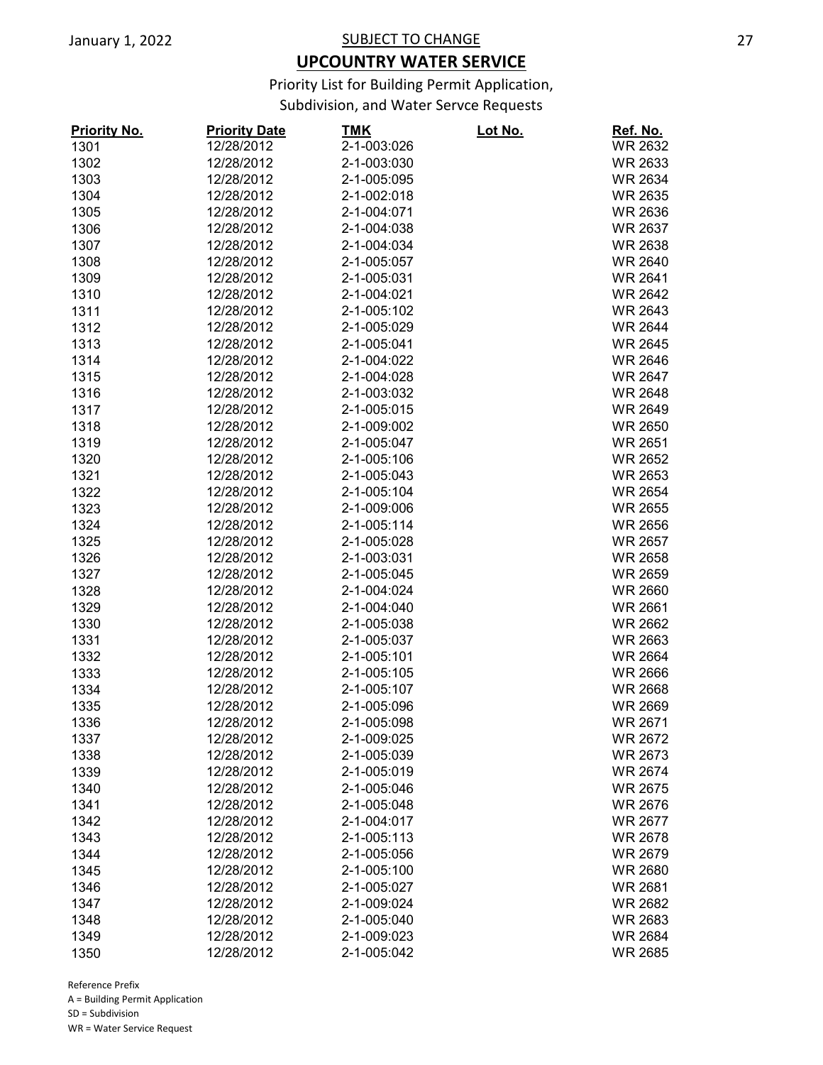SUBJECT TO CHANGE

# UPCOUNTRY WATER SERVICE

Priority List for Building Permit Application,
Subdivision, and Water Servce Requests

| Priority No. | Priority Date | TMK | Lot No. | Ref. No. |
|---|---|---|---|---|
| 1301 | 12/28/2012 | 2-1-003:026 | | WR 2632 |
| 1302 | 12/28/2012 | 2-1-003:030 | | WR 2633 |
| 1303 | 12/28/2012 | 2-1-005:095 | | WR 2634 |
| 1304 | 12/28/2012 | 2-1-002:018 | | WR 2635 |
| 1305 | 12/28/2012 | 2-1-004:071 | | WR 2636 |
| 1306 | 12/28/2012 | 2-1-004:038 | | WR 2637 |
| 1307 | 12/28/2012 | 2-1-004:034 | | WR 2638 |
| 1308 | 12/28/2012 | 2-1-005:057 | | WR 2640 |
| 1309 | 12/28/2012 | 2-1-005:031 | | WR 2641 |
| 1310 | 12/28/2012 | 2-1-004:021 | | WR 2642 |
| 1311 | 12/28/2012 | 2-1-005:102 | | WR 2643 |
| 1312 | 12/28/2012 | 2-1-005:029 | | WR 2644 |
| 1313 | 12/28/2012 | 2-1-005:041 | | WR 2645 |
| 1314 | 12/28/2012 | 2-1-004:022 | | WR 2646 |
| 1315 | 12/28/2012 | 2-1-004:028 | | WR 2647 |
| 1316 | 12/28/2012 | 2-1-003:032 | | WR 2648 |
| 1317 | 12/28/2012 | 2-1-005:015 | | WR 2649 |
| 1318 | 12/28/2012 | 2-1-009:002 | | WR 2650 |
| 1319 | 12/28/2012 | 2-1-005:047 | | WR 2651 |
| 1320 | 12/28/2012 | 2-1-005:106 | | WR 2652 |
| 1321 | 12/28/2012 | 2-1-005:043 | | WR 2653 |
| 1322 | 12/28/2012 | 2-1-005:104 | | WR 2654 |
| 1323 | 12/28/2012 | 2-1-009:006 | | WR 2655 |
| 1324 | 12/28/2012 | 2-1-005:114 | | WR 2656 |
| 1325 | 12/28/2012 | 2-1-005:028 | | WR 2657 |
| 1326 | 12/28/2012 | 2-1-003:031 | | WR 2658 |
| 1327 | 12/28/2012 | 2-1-005:045 | | WR 2659 |
| 1328 | 12/28/2012 | 2-1-004:024 | | WR 2660 |
| 1329 | 12/28/2012 | 2-1-004:040 | | WR 2661 |
| 1330 | 12/28/2012 | 2-1-005:038 | | WR 2662 |
| 1331 | 12/28/2012 | 2-1-005:037 | | WR 2663 |
| 1332 | 12/28/2012 | 2-1-005:101 | | WR 2664 |
| 1333 | 12/28/2012 | 2-1-005:105 | | WR 2666 |
| 1334 | 12/28/2012 | 2-1-005:107 | | WR 2668 |
| 1335 | 12/28/2012 | 2-1-005:096 | | WR 2669 |
| 1336 | 12/28/2012 | 2-1-005:098 | | WR 2671 |
| 1337 | 12/28/2012 | 2-1-009:025 | | WR 2672 |
| 1338 | 12/28/2012 | 2-1-005:039 | | WR 2673 |
| 1339 | 12/28/2012 | 2-1-005:019 | | WR 2674 |
| 1340 | 12/28/2012 | 2-1-005:046 | | WR 2675 |
| 1341 | 12/28/2012 | 2-1-005:048 | | WR 2676 |
| 1342 | 12/28/2012 | 2-1-004:017 | | WR 2677 |
| 1343 | 12/28/2012 | 2-1-005:113 | | WR 2678 |
| 1344 | 12/28/2012 | 2-1-005:056 | | WR 2679 |
| 1345 | 12/28/2012 | 2-1-005:100 | | WR 2680 |
| 1346 | 12/28/2012 | 2-1-005:027 | | WR 2681 |
| 1347 | 12/28/2012 | 2-1-009:024 | | WR 2682 |
| 1348 | 12/28/2012 | 2-1-005:040 | | WR 2683 |
| 1349 | 12/28/2012 | 2-1-009:023 | | WR 2684 |
| 1350 | 12/28/2012 | 2-1-005:042 | | WR 2685 |

Reference Prefix
A = Building Permit Application
SD = Subdivision
WR = Water Service Request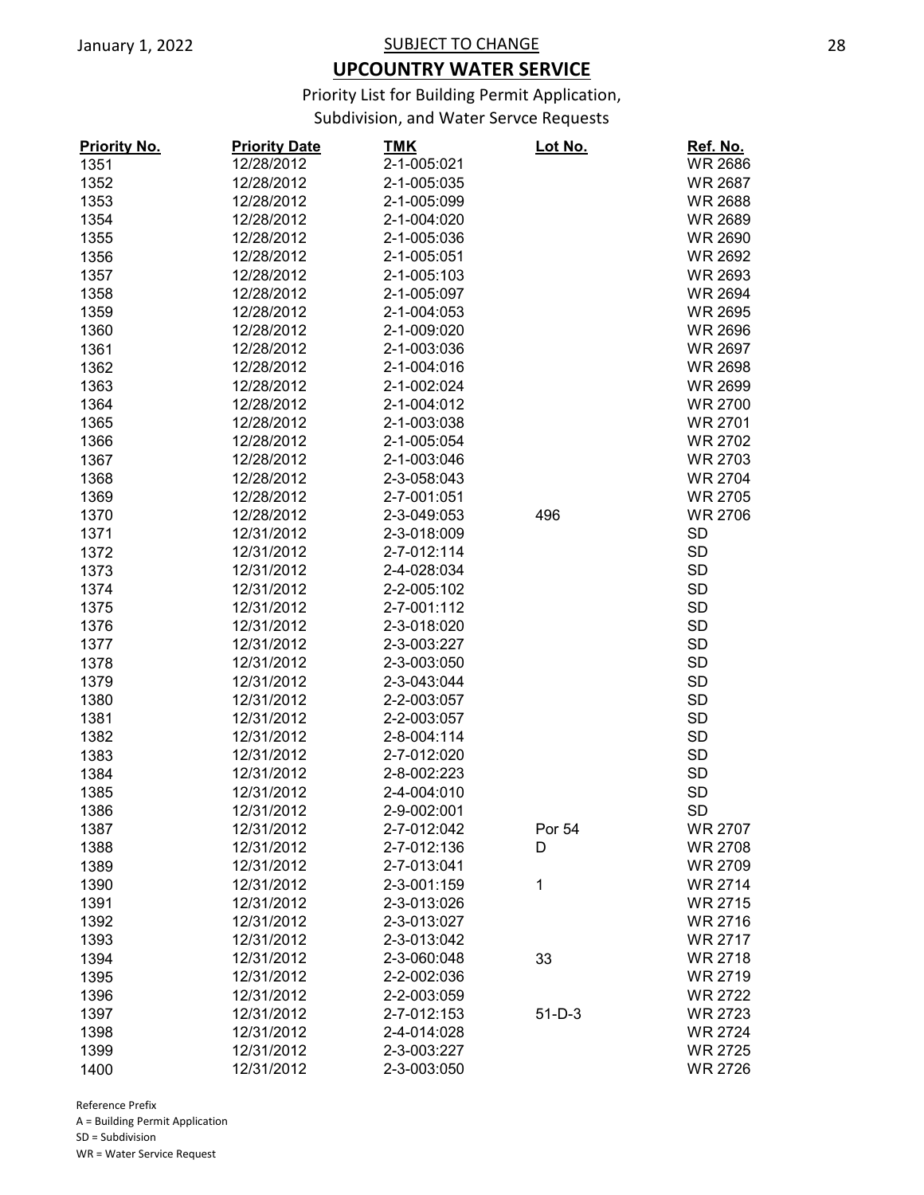SUBJECT TO CHANGE

# UPCOUNTRY WATER SERVICE

Priority List for Building Permit Application, Subdivision, and Water Servce Requests

| Priority No. | Priority Date | TMK | Lot No. | Ref. No. |
|---|---|---|---|---|
| 1351 | 12/28/2012 | 2-1-005:021 | | WR 2686 |
| 1352 | 12/28/2012 | 2-1-005:035 | | WR 2687 |
| 1353 | 12/28/2012 | 2-1-005:099 | | WR 2688 |
| 1354 | 12/28/2012 | 2-1-004:020 | | WR 2689 |
| 1355 | 12/28/2012 | 2-1-005:036 | | WR 2690 |
| 1356 | 12/28/2012 | 2-1-005:051 | | WR 2692 |
| 1357 | 12/28/2012 | 2-1-005:103 | | WR 2693 |
| 1358 | 12/28/2012 | 2-1-005:097 | | WR 2694 |
| 1359 | 12/28/2012 | 2-1-004:053 | | WR 2695 |
| 1360 | 12/28/2012 | 2-1-009:020 | | WR 2696 |
| 1361 | 12/28/2012 | 2-1-003:036 | | WR 2697 |
| 1362 | 12/28/2012 | 2-1-004:016 | | WR 2698 |
| 1363 | 12/28/2012 | 2-1-002:024 | | WR 2699 |
| 1364 | 12/28/2012 | 2-1-004:012 | | WR 2700 |
| 1365 | 12/28/2012 | 2-1-003:038 | | WR 2701 |
| 1366 | 12/28/2012 | 2-1-005:054 | | WR 2702 |
| 1367 | 12/28/2012 | 2-1-003:046 | | WR 2703 |
| 1368 | 12/28/2012 | 2-3-058:043 | | WR 2704 |
| 1369 | 12/28/2012 | 2-7-001:051 | | WR 2705 |
| 1370 | 12/28/2012 | 2-3-049:053 | 496 | WR 2706 |
| 1371 | 12/31/2012 | 2-3-018:009 | | SD |
| 1372 | 12/31/2012 | 2-7-012:114 | | SD |
| 1373 | 12/31/2012 | 2-4-028:034 | | SD |
| 1374 | 12/31/2012 | 2-2-005:102 | | SD |
| 1375 | 12/31/2012 | 2-7-001:112 | | SD |
| 1376 | 12/31/2012 | 2-3-018:020 | | SD |
| 1377 | 12/31/2012 | 2-3-003:227 | | SD |
| 1378 | 12/31/2012 | 2-3-003:050 | | SD |
| 1379 | 12/31/2012 | 2-3-043:044 | | SD |
| 1380 | 12/31/2012 | 2-2-003:057 | | SD |
| 1381 | 12/31/2012 | 2-2-003:057 | | SD |
| 1382 | 12/31/2012 | 2-8-004:114 | | SD |
| 1383 | 12/31/2012 | 2-7-012:020 | | SD |
| 1384 | 12/31/2012 | 2-8-002:223 | | SD |
| 1385 | 12/31/2012 | 2-4-004:010 | | SD |
| 1386 | 12/31/2012 | 2-9-002:001 | | SD |
| 1387 | 12/31/2012 | 2-7-012:042 | Por 54 | WR 2707 |
| 1388 | 12/31/2012 | 2-7-012:136 | D | WR 2708 |
| 1389 | 12/31/2012 | 2-7-013:041 | | WR 2709 |
| 1390 | 12/31/2012 | 2-3-001:159 | 1 | WR 2714 |
| 1391 | 12/31/2012 | 2-3-013:026 | | WR 2715 |
| 1392 | 12/31/2012 | 2-3-013:027 | | WR 2716 |
| 1393 | 12/31/2012 | 2-3-013:042 | | WR 2717 |
| 1394 | 12/31/2012 | 2-3-060:048 | 33 | WR 2718 |
| 1395 | 12/31/2012 | 2-2-002:036 | | WR 2719 |
| 1396 | 12/31/2012 | 2-2-003:059 | | WR 2722 |
| 1397 | 12/31/2012 | 2-7-012:153 | 51-D-3 | WR 2723 |
| 1398 | 12/31/2012 | 2-4-014:028 | | WR 2724 |
| 1399 | 12/31/2012 | 2-3-003:227 | | WR 2725 |
| 1400 | 12/31/2012 | 2-3-003:050 | | WR 2726 |

Reference Prefix
A = Building Permit Application
SD = Subdivision
WR = Water Service Request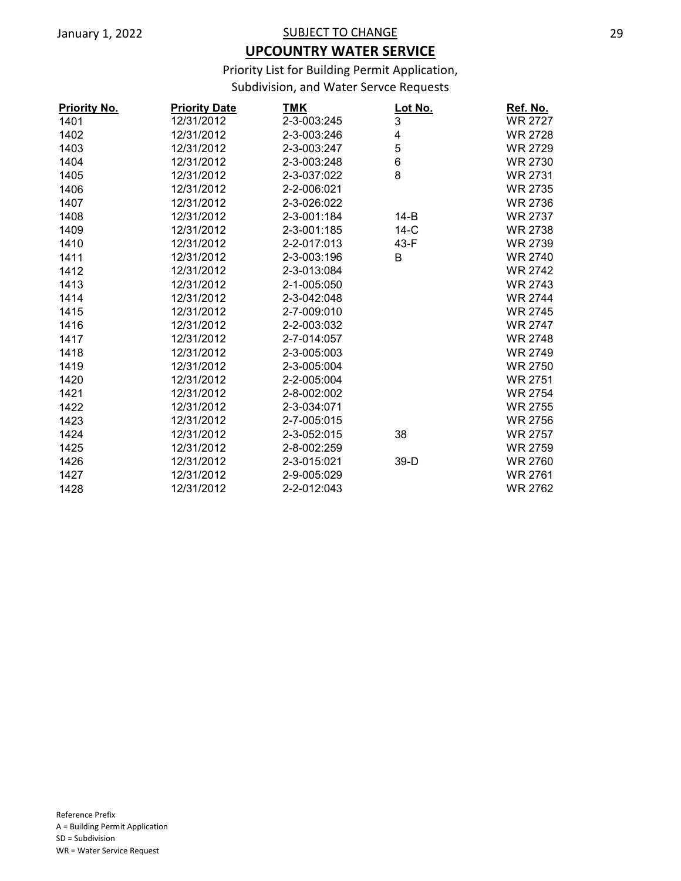SUBJECT TO CHANGE

# UPCOUNTRY WATER SERVICE

Priority List for Building Permit Application,
Subdivision, and Water Servce Requests

| Priority No. | Priority Date | TMK | Lot No. | Ref. No. |
|---|---|---|---|---|
| 1401 | 12/31/2012 | 2-3-003:245 | 3 | WR 2727 |
| 1402 | 12/31/2012 | 2-3-003:246 | 4 | WR 2728 |
| 1403 | 12/31/2012 | 2-3-003:247 | 5 | WR 2729 |
| 1404 | 12/31/2012 | 2-3-003:248 | 6 | WR 2730 |
| 1405 | 12/31/2012 | 2-3-037:022 | 8 | WR 2731 |
| 1406 | 12/31/2012 | 2-2-006:021 | | WR 2735 |
| 1407 | 12/31/2012 | 2-3-026:022 | | WR 2736 |
| 1408 | 12/31/2012 | 2-3-001:184 | 14-B | WR 2737 |
| 1409 | 12/31/2012 | 2-3-001:185 | 14-C | WR 2738 |
| 1410 | 12/31/2012 | 2-2-017:013 | 43-F | WR 2739 |
| 1411 | 12/31/2012 | 2-3-003:196 | B | WR 2740 |
| 1412 | 12/31/2012 | 2-3-013:084 | | WR 2742 |
| 1413 | 12/31/2012 | 2-1-005:050 | | WR 2743 |
| 1414 | 12/31/2012 | 2-3-042:048 | | WR 2744 |
| 1415 | 12/31/2012 | 2-7-009:010 | | WR 2745 |
| 1416 | 12/31/2012 | 2-2-003:032 | | WR 2747 |
| 1417 | 12/31/2012 | 2-7-014:057 | | WR 2748 |
| 1418 | 12/31/2012 | 2-3-005:003 | | WR 2749 |
| 1419 | 12/31/2012 | 2-3-005:004 | | WR 2750 |
| 1420 | 12/31/2012 | 2-2-005:004 | | WR 2751 |
| 1421 | 12/31/2012 | 2-8-002:002 | | WR 2754 |
| 1422 | 12/31/2012 | 2-3-034:071 | | WR 2755 |
| 1423 | 12/31/2012 | 2-7-005:015 | | WR 2756 |
| 1424 | 12/31/2012 | 2-3-052:015 | 38 | WR 2757 |
| 1425 | 12/31/2012 | 2-8-002:259 | | WR 2759 |
| 1426 | 12/31/2012 | 2-3-015:021 | 39-D | WR 2760 |
| 1427 | 12/31/2012 | 2-9-005:029 | | WR 2761 |
| 1428 | 12/31/2012 | 2-2-012:043 | | WR 2762 |

Reference Prefix
A = Building Permit Application
SD = Subdivision
WR = Water Service Request